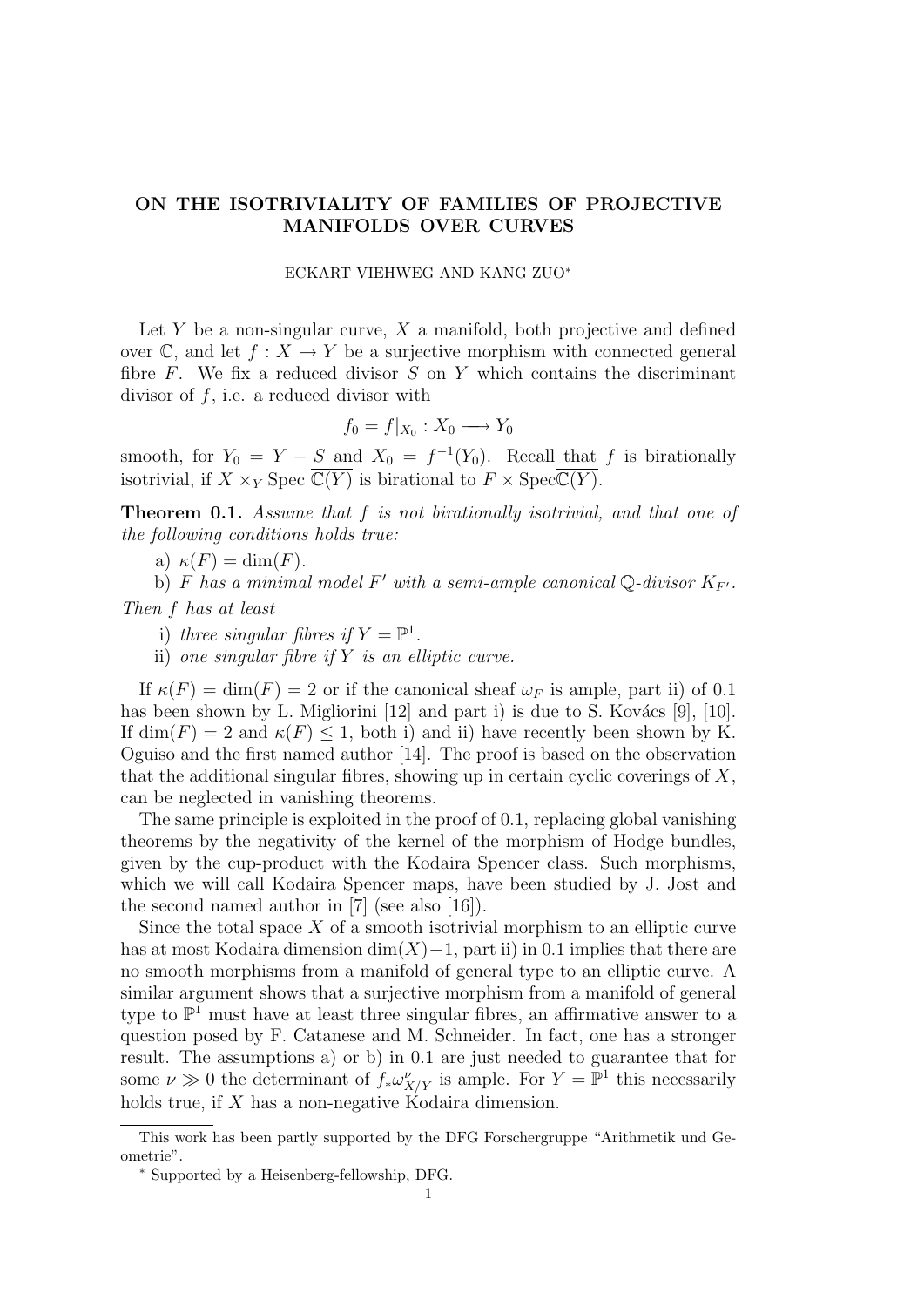# ON THE ISOTRIVIALITY OF FAMILIES OF PROJECTIVE MANIFOLDS OVER CURVES

ECKART VIEHWEG AND KANG ZUO*

Let $Y$ be a non-singular curve, $X$ a manifold, both projective and defined over $\mathbb{C}$, and let $f : X \to Y$ be a surjective morphism with connected general fibre $F$. We fix a reduced divisor $S$ on $Y$ which contains the discriminant divisor of $f$, i.e. a reduced divisor with

$$f_0 = f|_{X_0} : X_0 \longrightarrow Y_0$$

smooth, for $Y_0 = Y - S$ and $X_0 = f^{-1}(Y_0)$. Recall that $f$ is birationally isotrivial, if $X \times_Y \operatorname{Spec} \overline{\mathbb{C}(Y)}$ is birational to $F \times \operatorname{Spec}\overline{\mathbb{C}(Y)}$.

**Theorem 0.1.** *Assume that $f$ is not birationally isotrivial, and that one of the following conditions holds true:*

a) *$\kappa(F) = \dim(F)$.*

b) *$F$ has a minimal model $F'$ with a semi-ample canonical $\mathbb{Q}$-divisor $K_{F'}$.*

*Then $f$ has at least*

i) *three singular fibres if $Y = \mathbb{P}^1$.*

ii) *one singular fibre if $Y$ is an elliptic curve.*

If $\kappa(F) = \dim(F) = 2$ or if the canonical sheaf $\omega_F$ is ample, part ii) of 0.1 has been shown by L. Migliorini [12] and part i) is due to S. Kovács [9], [10]. If $\dim(F) = 2$ and $\kappa(F) \leq 1$, both i) and ii) have recently been shown by K. Oguiso and the first named author [14]. The proof is based on the observation that the additional singular fibres, showing up in certain cyclic coverings of $X$, can be neglected in vanishing theorems.

The same principle is exploited in the proof of 0.1, replacing global vanishing theorems by the negativity of the kernel of the morphism of Hodge bundles, given by the cup-product with the Kodaira Spencer class. Such morphisms, which we will call Kodaira Spencer maps, have been studied by J. Jost and the second named author in [7] (see also [16]).

Since the total space $X$ of a smooth isotrivial morphism to an elliptic curve has at most Kodaira dimension $\dim(X)-1$, part ii) in 0.1 implies that there are no smooth morphisms from a manifold of general type to an elliptic curve. A similar argument shows that a surjective morphism from a manifold of general type to $\mathbb{P}^1$ must have at least three singular fibres, an affirmative answer to a question posed by F. Catanese and M. Schneider. In fact, one has a stronger result. The assumptions a) or b) in 0.1 are just needed to guarantee that for some $\nu \gg 0$ the determinant of $f_*\omega^{\nu}_{X/Y}$ is ample. For $Y = \mathbb{P}^1$ this necessarily holds true, if $X$ has a non-negative Kodaira dimension.

---

This work has been partly supported by the DFG Forschergruppe "Arithmetik und Geometrie".

* Supported by a Heisenberg-fellowship, DFG.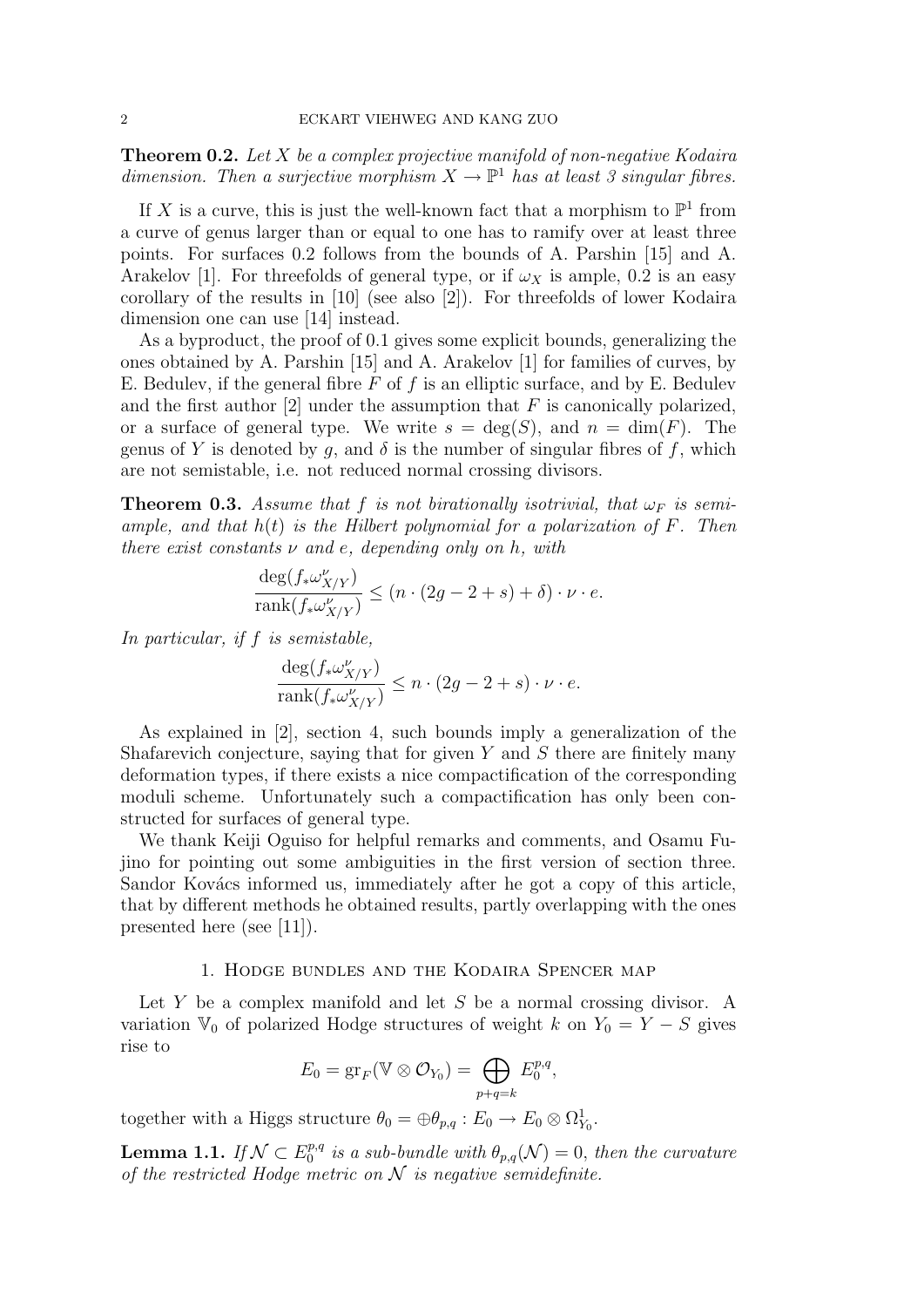**Theorem 0.2.** *Let $X$ be a complex projective manifold of non-negative Kodaira dimension. Then a surjective morphism $X \to \mathbb{P}^1$ has at least 3 singular fibres.*

If $X$ is a curve, this is just the well-known fact that a morphism to $\mathbb{P}^1$ from a curve of genus larger than or equal to one has to ramify over at least three points. For surfaces 0.2 follows from the bounds of A. Parshin [15] and A. Arakelov [1]. For threefolds of general type, or if $\omega_X$ is ample, 0.2 is an easy corollary of the results in [10] (see also [2]). For threefolds of lower Kodaira dimension one can use [14] instead.

As a byproduct, the proof of 0.1 gives some explicit bounds, generalizing the ones obtained by A. Parshin [15] and A. Arakelov [1] for families of curves, by E. Bedulev, if the general fibre $F$ of $f$ is an elliptic surface, and by E. Bedulev and the first author [2] under the assumption that $F$ is canonically polarized, or a surface of general type. We write $s = \deg(S)$, and $n = \dim(F)$. The genus of $Y$ is denoted by $g$, and $\delta$ is the number of singular fibres of $f$, which are not semistable, i.e. not reduced normal crossing divisors.

**Theorem 0.3.** *Assume that $f$ is not birationally isotrivial, that $\omega_F$ is semi-ample, and that $h(t)$ is the Hilbert polynomial for a polarization of $F$. Then there exist constants $\nu$ and $e$, depending only on $h$, with*

$$\frac{\deg(f_*\omega^{\nu}_{X/Y})}{\operatorname{rank}(f_*\omega^{\nu}_{X/Y})} \leq (n \cdot (2g - 2 + s) + \delta) \cdot \nu \cdot e.$$

*In particular, if $f$ is semistable,*

$$\frac{\deg(f_*\omega^{\nu}_{X/Y})}{\operatorname{rank}(f_*\omega^{\nu}_{X/Y})} \leq n \cdot (2g - 2 + s) \cdot \nu \cdot e.$$

As explained in [2], section 4, such bounds imply a generalization of the Shafarevich conjecture, saying that for given $Y$ and $S$ there are finitely many deformation types, if there exists a nice compactification of the corresponding moduli scheme. Unfortunately such a compactification has only been constructed for surfaces of general type.

We thank Keiji Oguiso for helpful remarks and comments, and Osamu Fujino for pointing out some ambiguities in the first version of section three. Sandor Kovács informed us, immediately after he got a copy of this article, that by different methods he obtained results, partly overlapping with the ones presented here (see [11]).

## 1. Hodge bundles and the Kodaira Spencer map

Let $Y$ be a complex manifold and let $S$ be a normal crossing divisor. A variation $\mathbb{V}_0$ of polarized Hodge structures of weight $k$ on $Y_0 = Y - S$ gives rise to

$$E_0 = \operatorname{gr}_F(\mathbb{V} \otimes \mathcal{O}_{Y_0}) = \bigoplus_{p+q=k} E_0^{p,q},$$

together with a Higgs structure $\theta_0 = \oplus\theta_{p,q} : E_0 \to E_0 \otimes \Omega^1_{Y_0}$.

**Lemma 1.1.** *If $\mathcal{N} \subset E_0^{p,q}$ is a sub-bundle with $\theta_{p,q}(\mathcal{N}) = 0$, then the curvature of the restricted Hodge metric on $\mathcal{N}$ is negative semidefinite.*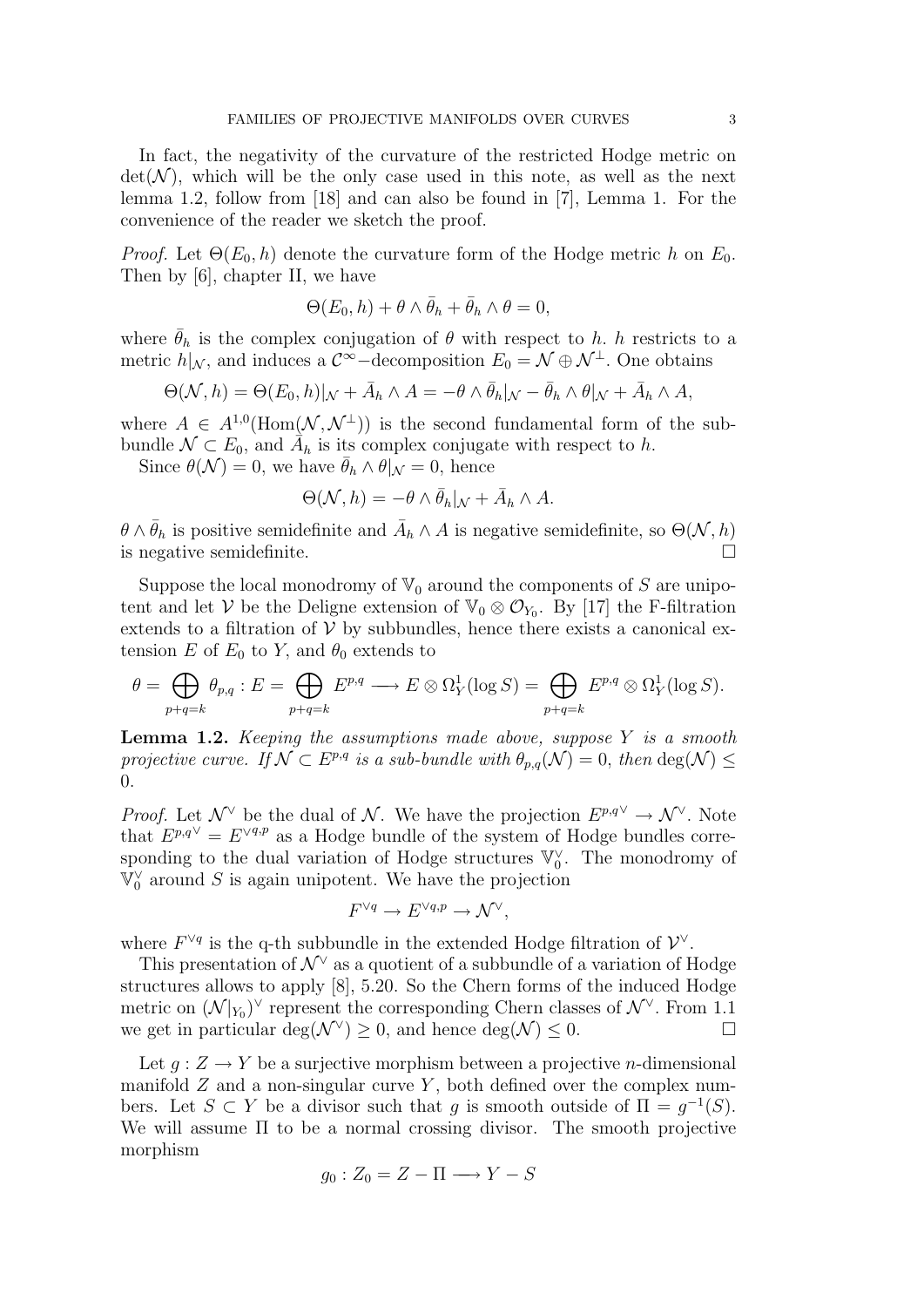In fact, the negativity of the curvature of the restricted Hodge metric on $\det(\mathcal{N})$, which will be the only case used in this note, as well as the next lemma 1.2, follow from [18] and can also be found in [7], Lemma 1. For the convenience of the reader we sketch the proof.

*Proof.* Let $\Theta(E_0, h)$ denote the curvature form of the Hodge metric $h$ on $E_0$. Then by [6], chapter II, we have

$$\Theta(E_0, h) + \theta \wedge \bar{\theta}_h + \bar{\theta}_h \wedge \theta = 0,$$

where $\bar{\theta}_h$ is the complex conjugation of $\theta$ with respect to $h$. $h$ restricts to a metric $h|_{\mathcal{N}}$, and induces a $\mathcal{C}^\infty-$decomposition $E_0 = \mathcal{N} \oplus \mathcal{N}^\perp$. One obtains

$$\Theta(\mathcal{N}, h) = \Theta(E_0, h)|_{\mathcal{N}} + \bar{A}_h \wedge A = -\theta \wedge \bar{\theta}_h|_{\mathcal{N}} - \bar{\theta}_h \wedge \theta|_{\mathcal{N}} + \bar{A}_h \wedge A,$$

where $A \in A^{1,0}(\mathrm{Hom}(\mathcal{N}, \mathcal{N}^\perp))$ is the second fundamental form of the subbundle $\mathcal{N} \subset E_0$, and $\bar{A}_h$ is its complex conjugate with respect to $h$.

Since $\theta(\mathcal{N}) = 0$, we have $\bar{\theta}_h \wedge \theta|_{\mathcal{N}} = 0$, hence

$$\Theta(\mathcal{N}, h) = -\theta \wedge \bar{\theta}_h|_{\mathcal{N}} + \bar{A}_h \wedge A.$$

$\theta \wedge \bar{\theta}_h$ is positive semidefinite and $\bar{A}_h \wedge A$ is negative semidefinite, so $\Theta(\mathcal{N}, h)$ is negative semidefinite. $\square$

Suppose the local monodromy of $\mathbb{V}_0$ around the components of $S$ are unipotent and let $\mathcal{V}$ be the Deligne extension of $\mathbb{V}_0 \otimes \mathcal{O}_{Y_0}$. By [17] the F-filtration extends to a filtration of $\mathcal{V}$ by subbundles, hence there exists a canonical extension $E$ of $E_0$ to $Y$, and $\theta_0$ extends to

$$\theta = \bigoplus_{p+q=k} \theta_{p,q} : E = \bigoplus_{p+q=k} E^{p,q} \longrightarrow E \otimes \Omega^1_Y(\log S) = \bigoplus_{p+q=k} E^{p,q} \otimes \Omega^1_Y(\log S).$$

**Lemma 1.2.** *Keeping the assumptions made above, suppose $Y$ is a smooth projective curve. If $\mathcal{N} \subset E^{p,q}$ is a sub-bundle with $\theta_{p,q}(\mathcal{N}) = 0$, then $\deg(\mathcal{N}) \leq 0$.*

*Proof.* Let $\mathcal{N}^\vee$ be the dual of $\mathcal{N}$. We have the projection $E^{p,q\vee} \to \mathcal{N}^\vee$. Note that $E^{p,q\vee} = E^{\vee q,p}$ as a Hodge bundle of the system of Hodge bundles corresponding to the dual variation of Hodge structures $\mathbb{V}_0^\vee$. The monodromy of $\mathbb{V}_0^\vee$ around $S$ is again unipotent. We have the projection

$$F^{\vee q} \to E^{\vee q,p} \to \mathcal{N}^\vee,$$

where $F^{\vee q}$ is the q-th subbundle in the extended Hodge filtration of $\mathcal{V}^\vee$.

This presentation of $\mathcal{N}^\vee$ as a quotient of a subbundle of a variation of Hodge structures allows to apply [8], 5.20. So the Chern forms of the induced Hodge metric on $(\mathcal{N}|_{Y_0})^\vee$ represent the corresponding Chern classes of $\mathcal{N}^\vee$. From 1.1 we get in particular $\deg(\mathcal{N}^\vee) \geq 0$, and hence $\deg(\mathcal{N}) \leq 0$. $\square$

Let $g : Z \to Y$ be a surjective morphism between a projective $n$-dimensional manifold $Z$ and a non-singular curve $Y$, both defined over the complex numbers. Let $S \subset Y$ be a divisor such that $g$ is smooth outside of $\Pi = g^{-1}(S)$. We will assume $\Pi$ to be a normal crossing divisor. The smooth projective morphism

$$g_0 : Z_0 = Z - \Pi \longrightarrow Y - S$$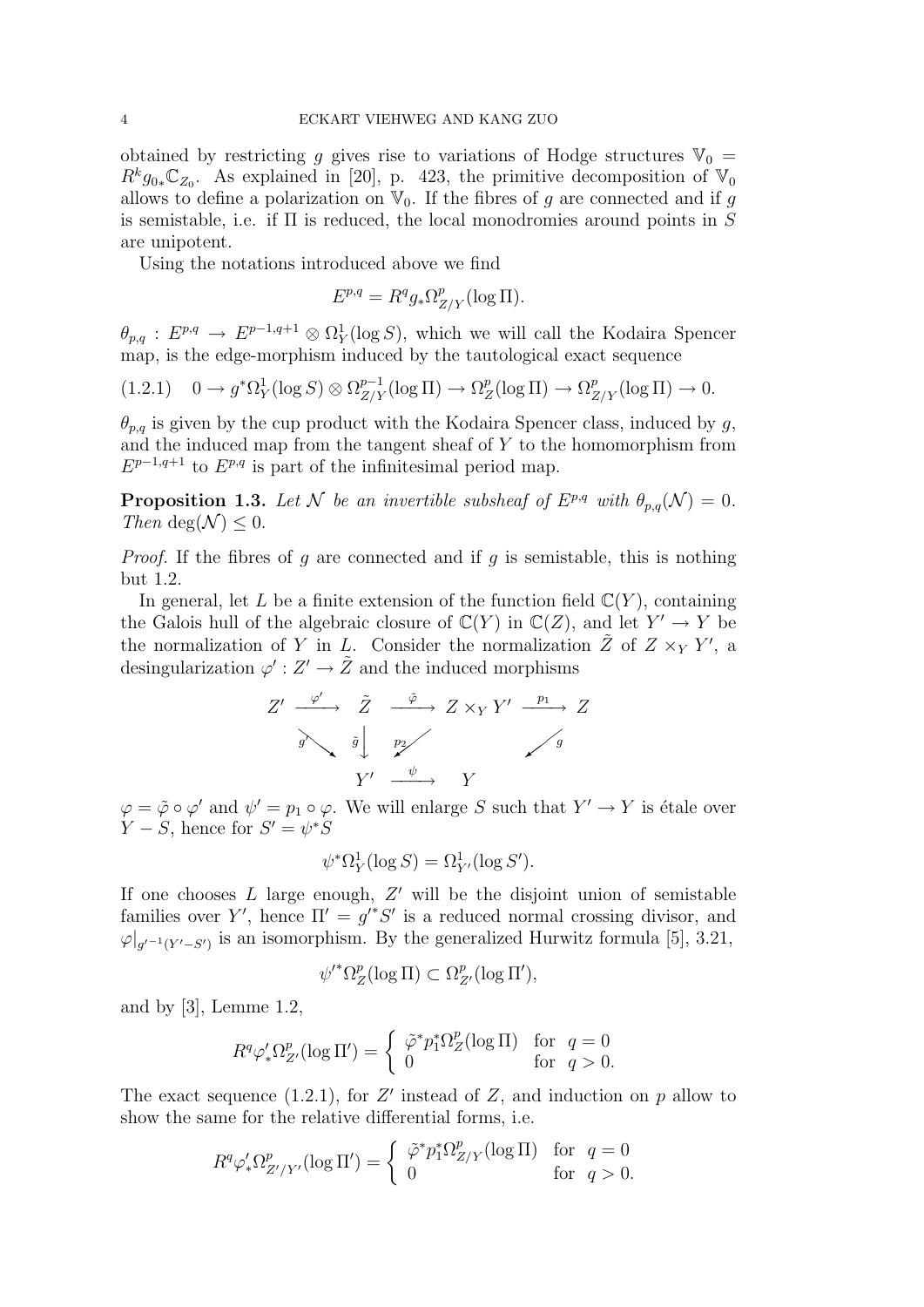obtained by restricting $g$ gives rise to variations of Hodge structures $\mathbb{V}_0 = R^k g_{0*}\mathbb{C}_{Z_0}$. As explained in [20], p. 423, the primitive decomposition of $\mathbb{V}_0$ allows to define a polarization on $\mathbb{V}_0$. If the fibres of $g$ are connected and if $g$ is semistable, i.e. if $\Pi$ is reduced, the local monodromies around points in $S$ are unipotent.

Using the notations introduced above we find

$$E^{p,q} = R^q g_* \Omega^p_{Z/Y}(\log \Pi).$$

$\theta_{p,q} : E^{p,q} \to E^{p-1,q+1} \otimes \Omega^1_Y(\log S)$, which we will call the Kodaira Spencer map, is the edge-morphism induced by the tautological exact sequence

$$(1.2.1) \quad 0 \to g^*\Omega^1_Y(\log S) \otimes \Omega^{p-1}_{Z/Y}(\log \Pi) \to \Omega^p_Z(\log \Pi) \to \Omega^p_{Z/Y}(\log \Pi) \to 0.$$

$\theta_{p,q}$ is given by the cup product with the Kodaira Spencer class, induced by $g$, and the induced map from the tangent sheaf of $Y$ to the homomorphism from $E^{p-1,q+1}$ to $E^{p,q}$ is part of the infinitesimal period map.

**Proposition 1.3.** *Let $\mathcal{N}$ be an invertible subsheaf of $E^{p,q}$ with $\theta_{p,q}(\mathcal{N}) = 0$. Then $\deg(\mathcal{N}) \leq 0$.*

*Proof.* If the fibres of $g$ are connected and if $g$ is semistable, this is nothing but 1.2.

In general, let $L$ be a finite extension of the function field $\mathbb{C}(Y)$, containing the Galois hull of the algebraic closure of $\mathbb{C}(Y)$ in $\mathbb{C}(Z)$, and let $Y' \to Y$ be the normalization of $Y$ in $L$. Consider the normalization $\tilde{Z}$ of $Z \times_Y Y'$, a desingularization $\varphi' : Z' \to \tilde{Z}$ and the induced morphisms

$$\begin{array}{ccccccc}
Z' & \xrightarrow{\varphi'} & \tilde{Z} & \xrightarrow{\tilde{\varphi}} & Z \times_Y Y' & \xrightarrow{p_1} & Z \\
& \searrow^{g'} & \downarrow^{\tilde{g}} & \swarrow_{p_2} & & & \swarrow_{g} \\
& & Y' & \xrightarrow{\psi} & Y & &
\end{array}$$

$\varphi = \tilde{\varphi} \circ \varphi'$ and $\psi' = p_1 \circ \varphi$. We will enlarge $S$ such that $Y' \to Y$ is étale over $Y - S$, hence for $S' = \psi^* S$

$$\psi^*\Omega^1_Y(\log S) = \Omega^1_{Y'}(\log S').$$

If one chooses $L$ large enough, $Z'$ will be the disjoint union of semistable families over $Y'$, hence $\Pi' = g'^* S'$ is a reduced normal crossing divisor, and $\varphi|_{g'^{-1}(Y'-S')}$ is an isomorphism. By the generalized Hurwitz formula [5], 3.21,

$$\psi'^*\Omega^p_Z(\log \Pi) \subset \Omega^p_{Z'}(\log \Pi'),$$

and by [3], Lemme 1.2,

$$R^q \varphi'_* \Omega^p_{Z'}(\log \Pi') = \begin{cases} \tilde{\varphi}^* p_1^* \Omega^p_Z(\log \Pi) & \text{for } q = 0 \\ 0 & \text{for } q > 0. \end{cases}$$

The exact sequence (1.2.1), for $Z'$ instead of $Z$, and induction on $p$ allow to show the same for the relative differential forms, i.e.

$$R^q \varphi'_* \Omega^p_{Z'/Y'}(\log \Pi') = \begin{cases} \tilde{\varphi}^* p_1^* \Omega^p_{Z/Y}(\log \Pi) & \text{for } q = 0 \\ 0 & \text{for } q > 0. \end{cases}$$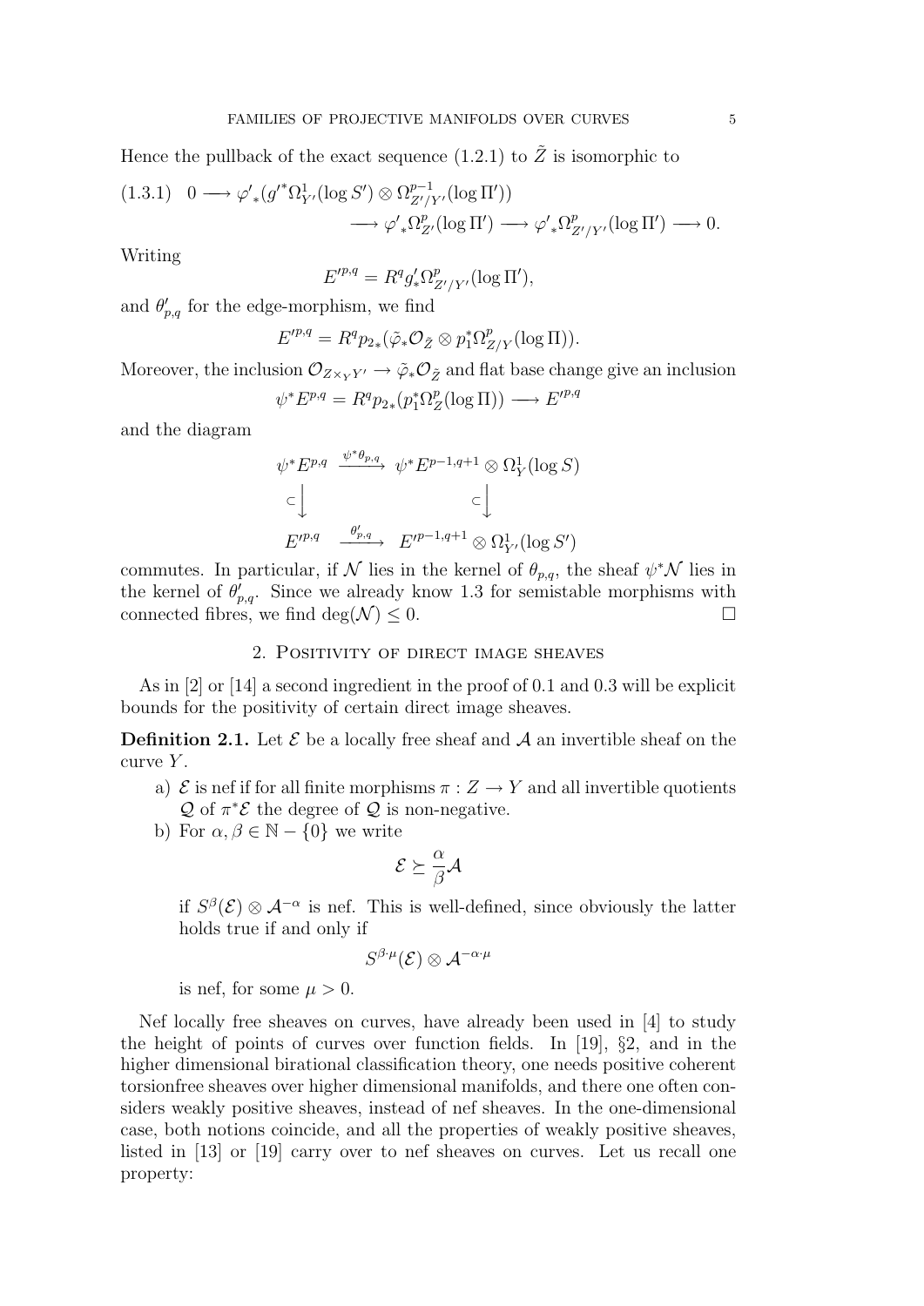Hence the pullback of the exact sequence (1.2.1) to $\tilde{Z}$ is isomorphic to

$$(1.3.1)\quad 0 \longrightarrow {\varphi'}_*({g'}^*\Omega^1_{Y'}(\log S') \otimes \Omega^{p-1}_{Z'/Y'}(\log \Pi')) \longrightarrow {\varphi'}_*\Omega^p_{Z'}(\log \Pi') \longrightarrow {\varphi'}_*\Omega^p_{Z'/Y'}(\log \Pi') \longrightarrow 0.$$

Writing

$$E'^{p,q} = R^q g'_* \Omega^p_{Z'/Y'}(\log \Pi'),$$

and $\theta'_{p,q}$ for the edge-morphism, we find

$$E'^{p,q} = R^q p_{2*}(\tilde{\varphi}_*\mathcal{O}_{\tilde{Z}} \otimes p_1^*\Omega^p_{Z/Y}(\log \Pi)).$$

Moreover, the inclusion $\mathcal{O}_{Z\times_Y Y'} \to \tilde{\varphi}_*\mathcal{O}_{\tilde{Z}}$ and flat base change give an inclusion

$$\psi^* E^{p,q} = R^q p_{2*}(p_1^*\Omega^p_Z(\log \Pi)) \longrightarrow E'^{p,q}$$

and the diagram

$$\begin{array}{ccc}
\psi^* E^{p,q} & \xrightarrow{\psi^*\theta_{p,q}} & \psi^* E^{p-1,q+1} \otimes \Omega^1_Y(\log S) \\
\subset\downarrow & & \subset\downarrow \\
E'^{p,q} & \xrightarrow{\theta'_{p,q}} & E'^{p-1,q+1} \otimes \Omega^1_{Y'}(\log S')
\end{array}$$

commutes. In particular, if $\mathcal{N}$ lies in the kernel of $\theta_{p,q}$, the sheaf $\psi^*\mathcal{N}$ lies in the kernel of $\theta'_{p,q}$. Since we already know 1.3 for semistable morphisms with connected fibres, we find $\deg(\mathcal{N}) \leq 0$. □

## 2. Positivity of direct image sheaves

As in [2] or [14] a second ingredient in the proof of 0.1 and 0.3 will be explicit bounds for the positivity of certain direct image sheaves.

**Definition 2.1.** Let $\mathcal{E}$ be a locally free sheaf and $\mathcal{A}$ an invertible sheaf on the curve $Y$.

a) $\mathcal{E}$ is nef if for all finite morphisms $\pi : Z \to Y$ and all invertible quotients $\mathcal{Q}$ of $\pi^*\mathcal{E}$ the degree of $\mathcal{Q}$ is non-negative.

b) For $\alpha, \beta \in \mathbb{N} - \{0\}$ we write

$$\mathcal{E} \succeq \frac{\alpha}{\beta}\mathcal{A}$$

if $S^\beta(\mathcal{E}) \otimes \mathcal{A}^{-\alpha}$ is nef. This is well-defined, since obviously the latter holds true if and only if

$$S^{\beta\cdot\mu}(\mathcal{E}) \otimes \mathcal{A}^{-\alpha\cdot\mu}$$

is nef, for some $\mu > 0$.

Nef locally free sheaves on curves, have already been used in [4] to study the height of points of curves over function fields. In [19], §2, and in the higher dimensional birational classification theory, one needs positive coherent torsionfree sheaves over higher dimensional manifolds, and there one often considers weakly positive sheaves, instead of nef sheaves. In the one-dimensional case, both notions coincide, and all the properties of weakly positive sheaves, listed in [13] or [19] carry over to nef sheaves on curves. Let us recall one property: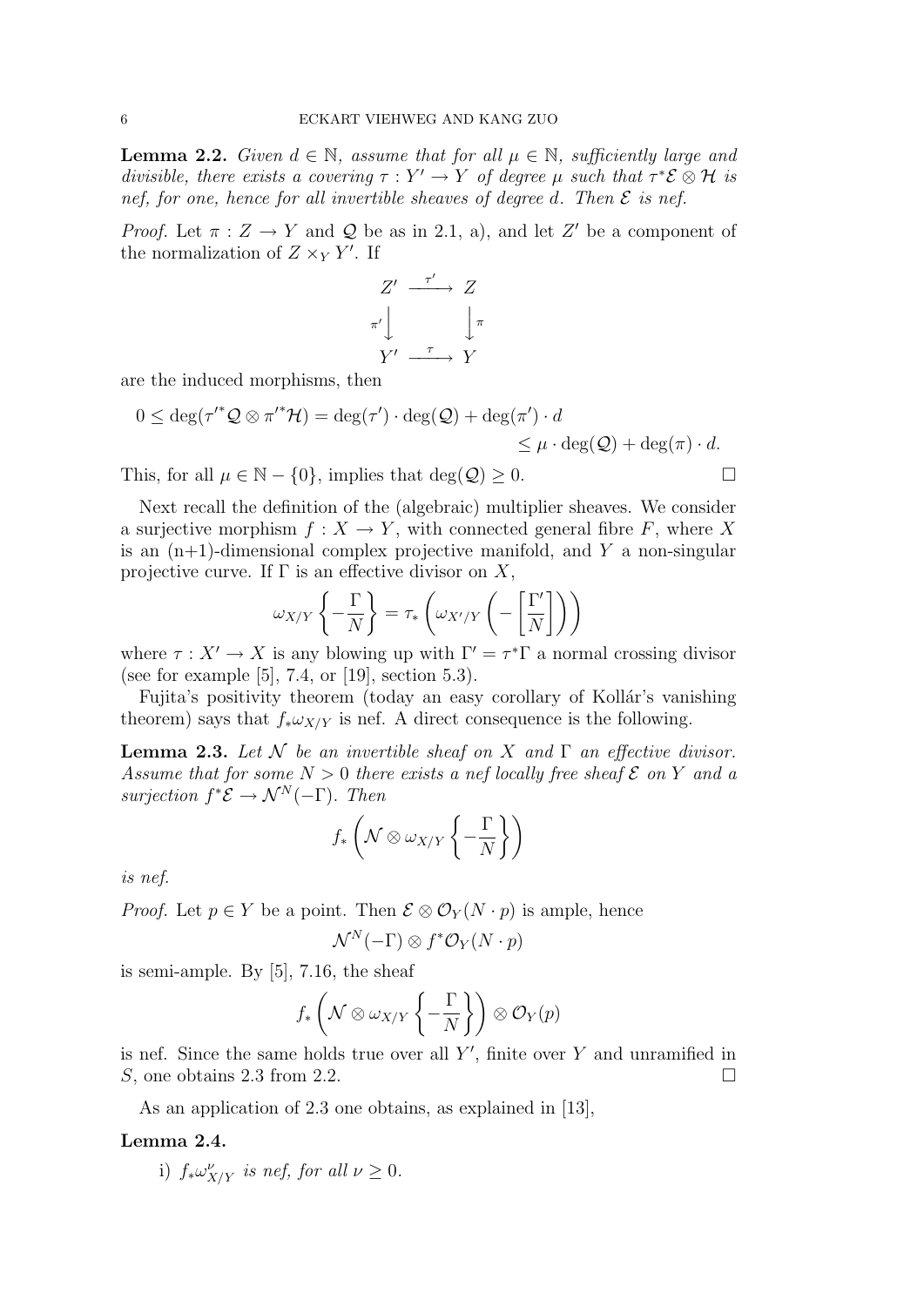**Lemma 2.2.** *Given $d \in \mathbb{N}$, assume that for all $\mu \in \mathbb{N}$, sufficiently large and divisible, there exists a covering $\tau : Y' \to Y$ of degree $\mu$ such that $\tau^*\mathcal{E} \otimes \mathcal{H}$ is nef, for one, hence for all invertible sheaves of degree $d$. Then $\mathcal{E}$ is nef.*

*Proof.* Let $\pi : Z \to Y$ and $\mathcal{Q}$ be as in 2.1, a), and let $Z'$ be a component of the normalization of $Z \times_Y Y'$. If

$$\begin{array}{ccc} Z' & \xrightarrow{\tau'} & Z \\ {\scriptstyle \pi'}\downarrow & & \downarrow{\scriptstyle \pi} \\ Y' & \xrightarrow{\tau} & Y \end{array}$$

are the induced morphisms, then

$$0 \leq \deg({\tau'}^*\mathcal{Q} \otimes {\pi'}^*\mathcal{H}) = \deg(\tau') \cdot \deg(\mathcal{Q}) + \deg(\pi') \cdot d$$
$$\leq \mu \cdot \deg(\mathcal{Q}) + \deg(\pi) \cdot d.$$

This, for all $\mu \in \mathbb{N} - \{0\}$, implies that $\deg(\mathcal{Q}) \geq 0$. $\square$

Next recall the definition of the (algebraic) multiplier sheaves. We consider a surjective morphism $f : X \to Y$, with connected general fibre $F$, where $X$ is an (n+1)-dimensional complex projective manifold, and $Y$ a non-singular projective curve. If $\Gamma$ is an effective divisor on $X$,

$$\omega_{X/Y}\left\{-\frac{\Gamma}{N}\right\} = \tau_*\left(\omega_{X'/Y}\left(-\left[\frac{\Gamma'}{N}\right]\right)\right)$$

where $\tau : X' \to X$ is any blowing up with $\Gamma' = \tau^*\Gamma$ a normal crossing divisor (see for example [5], 7.4, or [19], section 5.3).

Fujita's positivity theorem (today an easy corollary of Kollár's vanishing theorem) says that $f_*\omega_{X/Y}$ is nef. A direct consequence is the following.

**Lemma 2.3.** *Let $\mathcal{N}$ be an invertible sheaf on $X$ and $\Gamma$ an effective divisor. Assume that for some $N > 0$ there exists a nef locally free sheaf $\mathcal{E}$ on $Y$ and a surjection $f^*\mathcal{E} \to \mathcal{N}^N(-\Gamma)$. Then*

$$f_*\left(\mathcal{N} \otimes \omega_{X/Y}\left\{-\frac{\Gamma}{N}\right\}\right)$$

*is nef.*

*Proof.* Let $p \in Y$ be a point. Then $\mathcal{E} \otimes \mathcal{O}_Y(N \cdot p)$ is ample, hence

$$\mathcal{N}^N(-\Gamma) \otimes f^*\mathcal{O}_Y(N \cdot p)$$

is semi-ample. By [5], 7.16, the sheaf

$$f_*\left(\mathcal{N} \otimes \omega_{X/Y}\left\{-\frac{\Gamma}{N}\right\}\right) \otimes \mathcal{O}_Y(p)$$

is nef. Since the same holds true over all $Y'$, finite over $Y$ and unramified in $S$, one obtains 2.3 from 2.2. $\square$

As an application of 2.3 one obtains, as explained in [13],

**Lemma 2.4.**

i) *$f_*\omega^{\nu}_{X/Y}$ is nef, for all $\nu \geq 0$.*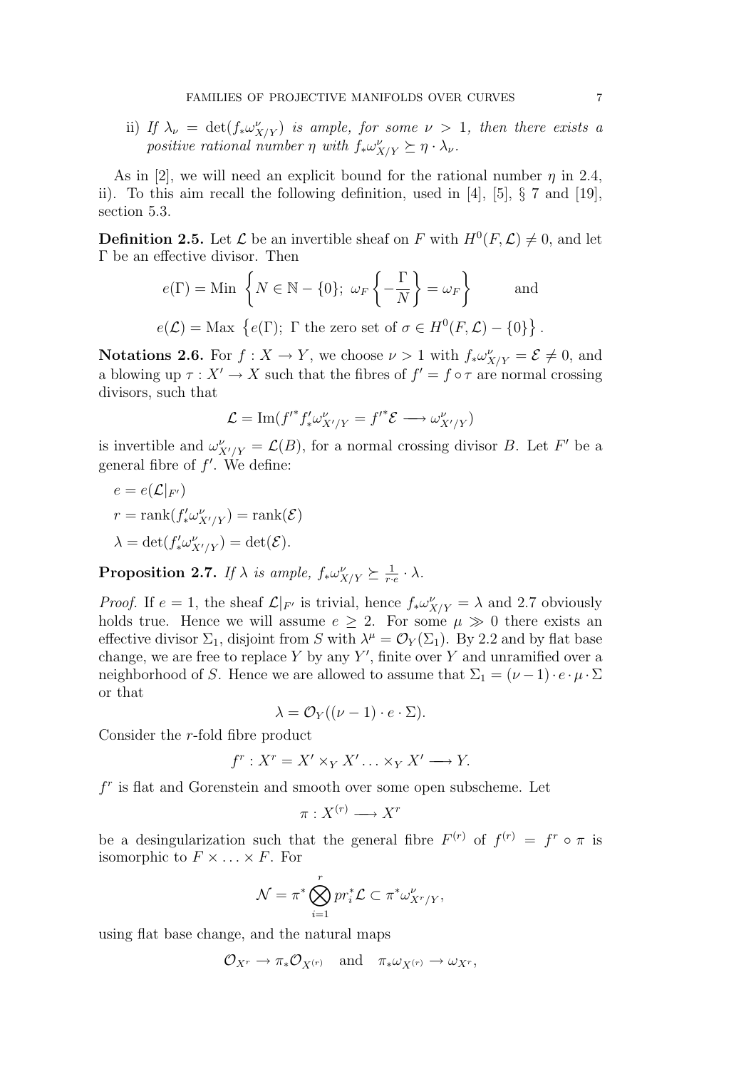ii) *If* $\lambda_\nu = \det(f_*\omega^\nu_{X/Y})$ *is ample, for some* $\nu > 1$*, then there exists a positive rational number* $\eta$ *with* $f_*\omega^\nu_{X/Y} \succeq \eta \cdot \lambda_\nu$.

As in [2], we will need an explicit bound for the rational number $\eta$ in 2.4, ii). To this aim recall the following definition, used in [4], [5], § 7 and [19], section 5.3.

**Definition 2.5.** Let $\mathcal{L}$ be an invertible sheaf on $F$ with $H^0(F, \mathcal{L}) \neq 0$, and let $\Gamma$ be an effective divisor. Then

$$e(\Gamma) = \text{Min } \left\{ N \in \mathbb{N} - \{0\};\ \omega_F \left\{ -\frac{\Gamma}{N} \right\} = \omega_F \right\} \qquad \text{and}$$

$$e(\mathcal{L}) = \text{Max } \left\{ e(\Gamma);\ \Gamma \text{ the zero set of } \sigma \in H^0(F, \mathcal{L}) - \{0\} \right\}.$$

**Notations 2.6.** For $f : X \to Y$, we choose $\nu > 1$ with $f_*\omega^\nu_{X/Y} = \mathcal{E} \neq 0$, and a blowing up $\tau : X' \to X$ such that the fibres of $f' = f \circ \tau$ are normal crossing divisors, such that

$$\mathcal{L} = \text{Im}(f'^* f'_* \omega^\nu_{X'/Y} = f'^* \mathcal{E} \longrightarrow \omega^\nu_{X'/Y})$$

is invertible and $\omega^\nu_{X'/Y} = \mathcal{L}(B)$, for a normal crossing divisor $B$. Let $F'$ be a general fibre of $f'$. We define:

$$e = e(\mathcal{L}|_{F'})$$
$$r = \text{rank}(f'_*\omega^\nu_{X'/Y}) = \text{rank}(\mathcal{E})$$
$$\lambda = \det(f'_*\omega^\nu_{X'/Y}) = \det(\mathcal{E}).$$

**Proposition 2.7.** *If* $\lambda$ *is ample,* $f_*\omega^\nu_{X/Y} \succeq \frac{1}{r \cdot e} \cdot \lambda$.

*Proof.* If $e = 1$, the sheaf $\mathcal{L}|_{F'}$ is trivial, hence $f_*\omega^\nu_{X/Y} = \lambda$ and 2.7 obviously holds true. Hence we will assume $e \geq 2$. For some $\mu \gg 0$ there exists an effective divisor $\Sigma_1$, disjoint from $S$ with $\lambda^\mu = \mathcal{O}_Y(\Sigma_1)$. By 2.2 and by flat base change, we are free to replace $Y$ by any $Y'$, finite over $Y$ and unramified over a neighborhood of $S$. Hence we are allowed to assume that $\Sigma_1 = (\nu - 1) \cdot e \cdot \mu \cdot \Sigma$ or that

$$\lambda = \mathcal{O}_Y((\nu - 1) \cdot e \cdot \Sigma).$$

Consider the $r$-fold fibre product

$$f^r : X^r = X' \times_Y X' \ldots \times_Y X' \longrightarrow Y.$$

$f^r$ is flat and Gorenstein and smooth over some open subscheme. Let

$$\pi : X^{(r)} \longrightarrow X^r$$

be a desingularization such that the general fibre $F^{(r)}$ of $f^{(r)} = f^r \circ \pi$ is isomorphic to $F \times \ldots \times F$. For

$$\mathcal{N} = \pi^* \bigotimes_{i=1}^r pr_i^* \mathcal{L} \subset \pi^* \omega^\nu_{X^r/Y},$$

using flat base change, and the natural maps

$$\mathcal{O}_{X^r} \to \pi_* \mathcal{O}_{X^{(r)}} \quad \text{and} \quad \pi_* \omega_{X^{(r)}} \to \omega_{X^r},$$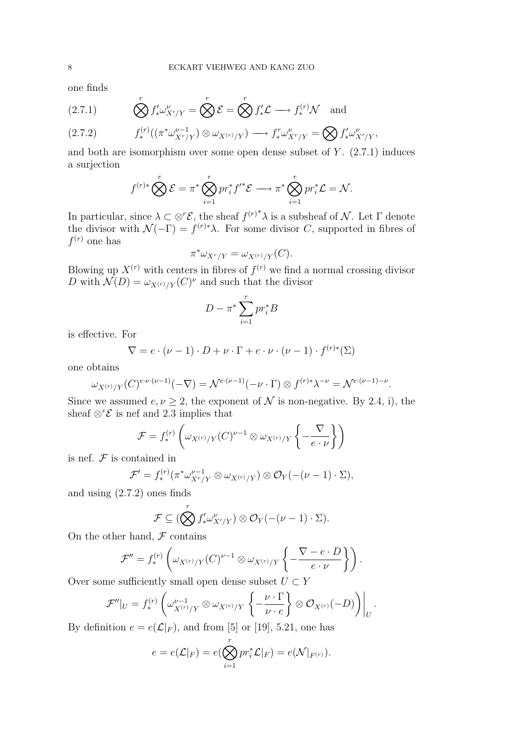one finds

$$\bigotimes^r f'_*\omega^\nu_{X'/Y} = \bigotimes^r \mathcal{E} = \bigotimes^r f'_*\mathcal{L} \longrightarrow f^{(r)}_*\mathcal{N} \quad \text{and} \tag{2.7.1}$$

$$f^{(r)}_*((\pi^*\omega^{\nu-1}_{X^r/Y}) \otimes \omega_{X^{(r)}/Y}) \longrightarrow f^r_*\omega^\nu_{X^r/Y} = \bigotimes f'_*\omega^\nu_{X'/Y}, \tag{2.7.2}$$

and both are isomorphism over some open dense subset of $Y$. (2.7.1) induces a surjection

$$f^{(r)*}\bigotimes^r \mathcal{E} = \pi^*\bigotimes_{i=1}^r pr_i^* f'^*\mathcal{E} \longrightarrow \pi^*\bigotimes_{i=1}^r pr_i^*\mathcal{L} = \mathcal{N}.$$

In particular, since $\lambda \subset \otimes^r\mathcal{E}$, the sheaf $f^{(r)^*}\lambda$ is a subsheaf of $\mathcal{N}$. Let $\Gamma$ denote the divisor with $\mathcal{N}(-\Gamma) = f^{(r)*}\lambda$. For some divisor $C$, supported in fibres of $f^{(r)}$ one has

$$\pi^*\omega_{X^r/Y} = \omega_{X^{(r)}/Y}(C).$$

Blowing up $X^{(r)}$ with centers in fibres of $f^{(r)}$ we find a normal crossing divisor $D$ with $\mathcal{N}(D) = \omega_{X^{(r)}/Y}(C)^\nu$ and such that the divisor

$$D - \pi^*\sum_{i=1}^r pr_i^* B$$

is effective. For

$$\nabla = e\cdot(\nu-1)\cdot D + \nu\cdot\Gamma + e\cdot\nu\cdot(\nu-1)\cdot f^{(r)*}(\Sigma)$$

one obtains

$$\omega_{X^{(r)}/Y}(C)^{e\cdot\nu\cdot(\nu-1)}(-\nabla) = \mathcal{N}^{e\cdot(\nu-1)}(-\nu\cdot\Gamma)\otimes f^{(r)*}\lambda^{-\nu} = \mathcal{N}^{e\cdot(\nu-1)-\nu}.$$

Since we assumed $e, \nu \geq 2$, the exponent of $\mathcal{N}$ is non-negative. By 2.4, i), the sheaf $\otimes^r\mathcal{E}$ is nef and 2.3 implies that

$$\mathcal{F} = f^{(r)}_*\left(\omega_{X^{(r)}/Y}(C)^{\nu-1}\otimes\omega_{X^{(r)}/Y}\left\{-\frac{\nabla}{e\cdot\nu}\right\}\right)$$

is nef. $\mathcal{F}$ is contained in

$$\mathcal{F}' = f^{(r)}_*(\pi^*\omega^{\nu-1}_{X^r/Y}\otimes\omega_{X^{(r)}/Y})\otimes\mathcal{O}_Y(-(\nu-1)\cdot\Sigma),$$

and using (2.7.2) ones finds

$$\mathcal{F} \subseteq (\bigotimes^r f'_*\omega^\nu_{X'/Y})\otimes\mathcal{O}_Y(-(\nu-1)\cdot\Sigma).$$

On the other hand, $\mathcal{F}$ contains

$$\mathcal{F}'' = f^{(r)}_*\left(\omega_{X^{(r)}/Y}(C)^{\nu-1}\otimes\omega_{X^{(r)}/Y}\left\{-\frac{\nabla - e\cdot D}{e\cdot\nu}\right\}\right).$$

Over some sufficiently small open dense subset $U \subset Y$

$$\mathcal{F}''|_U = f^{(r)}_*\left(\omega^{\nu-1}_{X^{(r)}/Y}\otimes\omega_{X^{(r)}/Y}\left\{-\frac{\nu\cdot\Gamma}{\nu\cdot e}\right\}\otimes\mathcal{O}_{X^{(r)}}(-D)\right)\bigg|_U.$$

By definition $e = e(\mathcal{L}|_F)$, and from [5] or [19], 5.21, one has

$$e = e(\mathcal{L}|_F) = e(\bigotimes_{i=1}^r pr_i^*\mathcal{L}|_F) = e(\mathcal{N}|_{F^{(r)}}).$$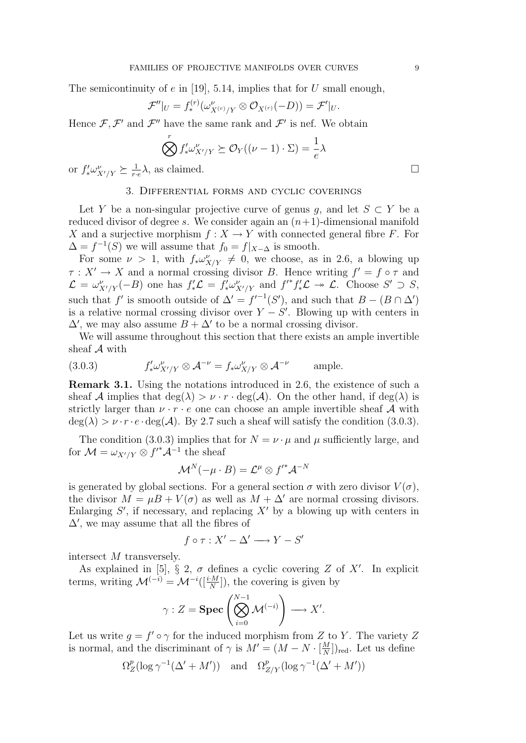The semicontinuity of $e$ in [19], 5.14, implies that for $U$ small enough,

$$\mathcal{F}''|_U = f^{(r)}_*(\omega^\nu_{X^{(r)}/Y} \otimes \mathcal{O}_{X^{(r)}}(-D)) = \mathcal{F}'|_U.$$

Hence $\mathcal{F}, \mathcal{F}'$ and $\mathcal{F}''$ have the same rank and $\mathcal{F}'$ is nef. We obtain

$$\bigotimes^r f'_*\omega^\nu_{X'/Y} \succeq \mathcal{O}_Y((\nu-1)\cdot\Sigma) = \frac{1}{e}\lambda$$

or $f'_*\omega^\nu_{X'/Y} \succeq \frac{1}{r\cdot e}\lambda$, as claimed. □

## 3. Differential forms and cyclic coverings

Let $Y$ be a non-singular projective curve of genus $g$, and let $S \subset Y$ be a reduced divisor of degree $s$. We consider again an $(n+1)$-dimensional manifold $X$ and a surjective morphism $f : X \to Y$ with connected general fibre $F$. For $\Delta = f^{-1}(S)$ we will assume that $f_0 = f|_{X-\Delta}$ is smooth.

For some $\nu > 1$, with $f_*\omega^\nu_{X/Y} \neq 0$, we choose, as in 2.6, a blowing up $\tau : X' \to X$ and a normal crossing divisor $B$. Hence writing $f' = f \circ \tau$ and $\mathcal{L} = \omega^\nu_{X'/Y}(-B)$ one has $f'_*\mathcal{L} = f'_*\omega^\nu_{X'/Y}$ and $f'^*f'_*\mathcal{L} \twoheadrightarrow \mathcal{L}$. Choose $S' \supset S$, such that $f'$ is smooth outside of $\Delta' = f'^{-1}(S')$, and such that $B - (B \cap \Delta')$ is a relative normal crossing divisor over $Y - S'$. Blowing up with centers in $\Delta'$, we may also assume $B + \Delta'$ to be a normal crossing divisor.

We will assume throughout this section that there exists an ample invertible sheaf $\mathcal{A}$ with

$$f'_*\omega^\nu_{X'/Y} \otimes \mathcal{A}^{-\nu} = f_*\omega^\nu_{X/Y} \otimes \mathcal{A}^{-\nu} \qquad \text{ample.} \tag{3.0.3}$$

**Remark 3.1.** Using the notations introduced in 2.6, the existence of such a sheaf $\mathcal{A}$ implies that $\deg(\lambda) > \nu \cdot r \cdot \deg(\mathcal{A})$. On the other hand, if $\deg(\lambda)$ is strictly larger than $\nu \cdot r \cdot e$ one can choose an ample invertible sheaf $\mathcal{A}$ with $\deg(\lambda) > \nu \cdot r \cdot e \cdot \deg(\mathcal{A})$. By 2.7 such a sheaf will satisfy the condition (3.0.3).

The condition (3.0.3) implies that for $N = \nu \cdot \mu$ and $\mu$ sufficiently large, and for $\mathcal{M} = \omega_{X'/Y} \otimes f'^*\mathcal{A}^{-1}$ the sheaf

$$\mathcal{M}^N(-\mu \cdot B) = \mathcal{L}^\mu \otimes f'^*\mathcal{A}^{-N}$$

is generated by global sections. For a general section $\sigma$ with zero divisor $V(\sigma)$, the divisor $M = \mu B + V(\sigma)$ as well as $M + \Delta'$ are normal crossing divisors. Enlarging $S'$, if necessary, and replacing $X'$ by a blowing up with centers in $\Delta'$, we may assume that all the fibres of

$$f \circ \tau : X' - \Delta' \longrightarrow Y - S'$$

intersect $M$ transversely.

As explained in [5], § 2, $\sigma$ defines a cyclic covering $Z$ of $X'$. In explicit terms, writing $\mathcal{M}^{(-i)} = \mathcal{M}^{-i}([\frac{i \cdot M}{N}])$, the covering is given by

$$\gamma : Z = \mathbf{Spec}\left(\bigotimes_{i=0}^{N-1} \mathcal{M}^{(-i)}\right) \longrightarrow X'.$$

Let us write $g = f' \circ \gamma$ for the induced morphism from $Z$ to $Y$. The variety $Z$ is normal, and the discriminant of $\gamma$ is $M' = (M - N \cdot [\frac{M}{N}])_{\rm red}$. Let us define

$$\Omega^p_Z(\log \gamma^{-1}(\Delta' + M')) \quad \text{and} \quad \Omega^p_{Z/Y}(\log \gamma^{-1}(\Delta' + M'))$$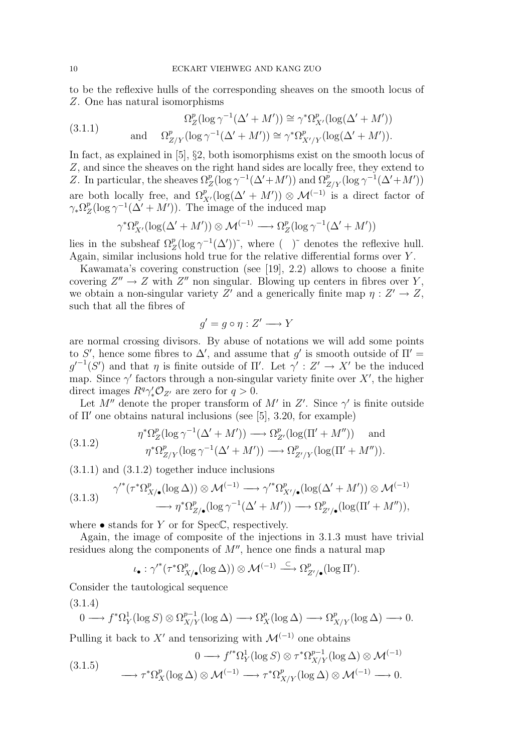to be the reflexive hulls of the corresponding sheaves on the smooth locus of $Z$. One has natural isomorphisms

$$
\begin{aligned}
&\Omega^p_Z(\log \gamma^{-1}(\Delta' + M')) \cong \gamma^*\Omega^p_{X'}(\log(\Delta' + M')) \\
\text{and}\quad &\Omega^p_{Z/Y}(\log \gamma^{-1}(\Delta' + M')) \cong \gamma^*\Omega^p_{X'/Y}(\log(\Delta' + M')).
\end{aligned}
\tag{3.1.1}
$$

In fact, as explained in [5], §2, both isomorphisms exist on the smooth locus of $Z$, and since the sheaves on the right hand sides are locally free, they extend to $Z$. In particular, the sheaves $\Omega^p_Z(\log \gamma^{-1}(\Delta'+M'))$ and $\Omega^p_{Z/Y}(\log \gamma^{-1}(\Delta'+M'))$ are both locally free, and $\Omega^p_{X'}(\log(\Delta' + M')) \otimes \mathcal{M}^{(-1)}$ is a direct factor of $\gamma_*\Omega^p_Z(\log \gamma^{-1}(\Delta' + M'))$. The image of the induced map

$$
\gamma^*\Omega^p_{X'}(\log(\Delta' + M')) \otimes \mathcal{M}^{(-1)} \longrightarrow \Omega^p_Z(\log \gamma^{-1}(\Delta' + M'))
$$

lies in the subsheaf $\Omega^p_Z(\log \gamma^{-1}(\Delta'))\tilde{}$, where $(\ )\tilde{}$ denotes the reflexive hull. Again, similar inclusions hold true for the relative differential forms over $Y$.

Kawamata's covering construction (see [19], 2.2) allows to choose a finite covering $Z'' \to Z$ with $Z''$ non singular. Blowing up centers in fibres over $Y$, we obtain a non-singular variety $Z'$ and a generically finite map $\eta : Z' \to Z$, such that all the fibres of

$$
g' = g \circ \eta : Z' \longrightarrow Y
$$

are normal crossing divisors. By abuse of notations we will add some points to $S'$, hence some fibres to $\Delta'$, and assume that $g'$ is smooth outside of $\Pi' = {g'}^{-1}(S')$ and that $\eta$ is finite outside of $\Pi'$. Let $\gamma' : Z' \to X'$ be the induced map. Since $\gamma'$ factors through a non-singular variety finite over $X'$, the higher direct images $R^q\gamma'_*\mathcal{O}_{Z'}$ are zero for $q > 0$.

Let $M''$ denote the proper transform of $M'$ in $Z'$. Since $\gamma'$ is finite outside of $\Pi'$ one obtains natural inclusions (see [5], 3.20, for example)

$$
\begin{aligned}
&\eta^*\Omega^p_Z(\log \gamma^{-1}(\Delta' + M')) \longrightarrow \Omega^p_{Z'}(\log(\Pi' + M'')) \quad \text{and} \\
&\eta^*\Omega^p_{Z/Y}(\log \gamma^{-1}(\Delta' + M')) \longrightarrow \Omega^p_{Z'/Y}(\log(\Pi' + M'')).
\end{aligned}
\tag{3.1.2}
$$

(3.1.1) and (3.1.2) together induce inclusions

$$
\begin{aligned}
{\gamma'}^*(\tau^*\Omega^p_{X/\bullet}(\log \Delta)) \otimes \mathcal{M}^{(-1)} &\longrightarrow {\gamma'}^*\Omega^p_{X'/\bullet}(\log(\Delta' + M')) \otimes \mathcal{M}^{(-1)} \\
&\longrightarrow \eta^*\Omega^p_{Z/\bullet}(\log \gamma^{-1}(\Delta' + M')) \longrightarrow \Omega^p_{Z'/\bullet}(\log(\Pi' + M'')),
\end{aligned}
\tag{3.1.3}
$$

where $\bullet$ stands for $Y$ or for Spec$\mathbb{C}$, respectively.

Again, the image of composite of the injections in 3.1.3 must have trivial residues along the components of $M''$, hence one finds a natural map

$$
\iota_\bullet : {\gamma'}^*(\tau^*\Omega^p_{X/\bullet}(\log \Delta)) \otimes \mathcal{M}^{(-1)} \xrightarrow{\ \subset\ } \Omega^p_{Z'/\bullet}(\log \Pi').
$$

Consider the tautological sequence

$$
0 \longrightarrow f^*\Omega^1_Y(\log S) \otimes \Omega^{p-1}_{X/Y}(\log \Delta) \longrightarrow \Omega^p_X(\log \Delta) \longrightarrow \Omega^p_{X/Y}(\log \Delta) \longrightarrow 0.
\tag{3.1.4}
$$

Pulling it back to $X'$ and tensorizing with $\mathcal{M}^{(-1)}$ one obtains

$$
\begin{aligned}
0 &\longrightarrow {f'}^*\Omega^1_Y(\log S) \otimes \tau^*\Omega^{p-1}_{X/Y}(\log \Delta) \otimes \mathcal{M}^{(-1)} \\
&\longrightarrow \tau^*\Omega^p_X(\log \Delta) \otimes \mathcal{M}^{(-1)} \longrightarrow \tau^*\Omega^p_{X/Y}(\log \Delta) \otimes \mathcal{M}^{(-1)} \longrightarrow 0.
\end{aligned}
\tag{3.1.5}
$$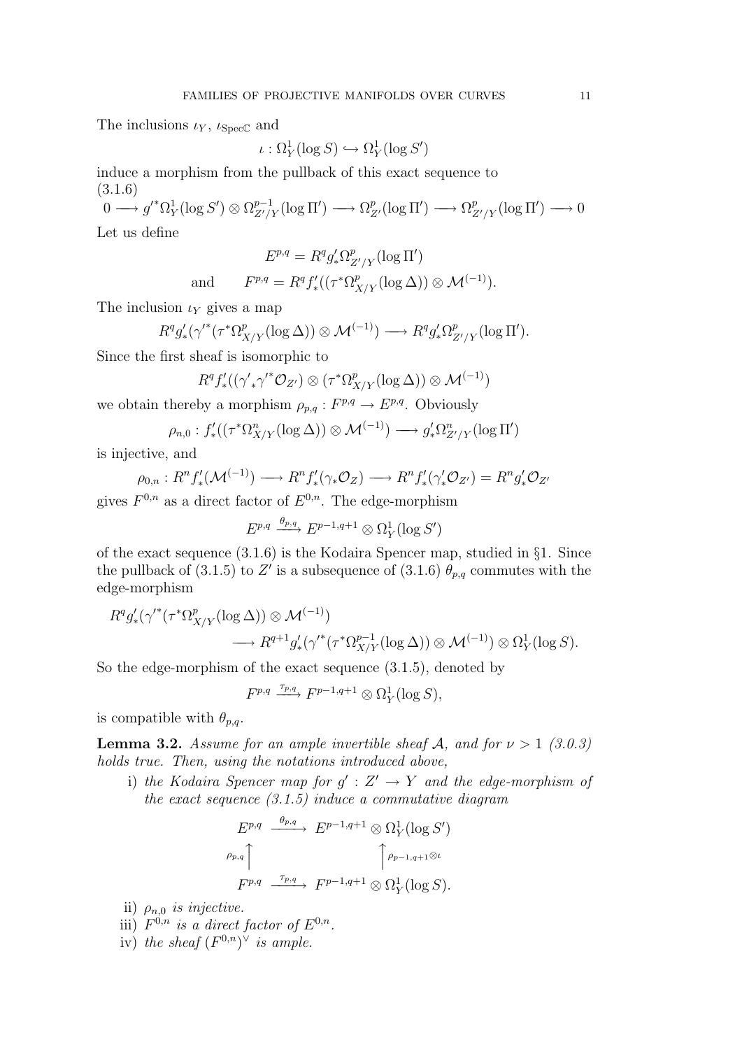The inclusions $\iota_Y$, $\iota_{\operatorname{Spec}\mathbb{C}}$ and

$$\iota : \Omega^1_Y(\log S) \hookrightarrow \Omega^1_Y(\log S')$$

induce a morphism from the pullback of this exact sequence to

(3.1.6)

$$0 \longrightarrow {g'}^*\Omega^1_Y(\log S') \otimes \Omega^{p-1}_{Z'/Y}(\log \Pi') \longrightarrow \Omega^p_{Z'}(\log \Pi') \longrightarrow \Omega^p_{Z'/Y}(\log \Pi') \longrightarrow 0$$

Let us define

$$E^{p,q} = R^q g'_* \Omega^p_{Z'/Y}(\log \Pi')$$

$$\text{and} \qquad F^{p,q} = R^q f'_*((\tau^*\Omega^p_{X/Y}(\log \Delta)) \otimes \mathcal{M}^{(-1)}).$$

The inclusion $\iota_Y$ gives a map

$$R^q g'_*({\gamma'}^*(\tau^*\Omega^p_{X/Y}(\log \Delta)) \otimes \mathcal{M}^{(-1)}) \longrightarrow R^q g'_* \Omega^p_{Z'/Y}(\log \Pi').$$

Since the first sheaf is isomorphic to

$$R^q f'_*(({\gamma'}_*{\gamma'}^*\mathcal{O}_{Z'}) \otimes (\tau^*\Omega^p_{X/Y}(\log \Delta)) \otimes \mathcal{M}^{(-1)})$$

we obtain thereby a morphism $\rho_{p,q} : F^{p,q} \to E^{p,q}$. Obviously

$$\rho_{n,0} : f'_*((\tau^*\Omega^n_{X/Y}(\log \Delta)) \otimes \mathcal{M}^{(-1)}) \longrightarrow g'_*\Omega^n_{Z'/Y}(\log \Pi')$$

is injective, and

$$\rho_{0,n} : R^n f'_*(\mathcal{M}^{(-1)}) \longrightarrow R^n f'_*(\gamma_*\mathcal{O}_Z) \longrightarrow R^n f'_*(\gamma'_*\mathcal{O}_{Z'}) = R^n g'_*\mathcal{O}_{Z'}$$

gives $F^{0,n}$ as a direct factor of $E^{0,n}$. The edge-morphism

$$E^{p,q} \xrightarrow{\theta_{p,q}} E^{p-1,q+1} \otimes \Omega^1_Y(\log S')$$

of the exact sequence (3.1.6) is the Kodaira Spencer map, studied in §1. Since the pullback of (3.1.5) to $Z'$ is a subsequence of (3.1.6) $\theta_{p,q}$ commutes with the edge-morphism

$$R^q g'_*({\gamma'}^*(\tau^*\Omega^p_{X/Y}(\log \Delta)) \otimes \mathcal{M}^{(-1)}) \longrightarrow R^{q+1} g'_*({\gamma'}^*(\tau^*\Omega^{p-1}_{X/Y}(\log \Delta)) \otimes \mathcal{M}^{(-1)}) \otimes \Omega^1_Y(\log S).$$

So the edge-morphism of the exact sequence (3.1.5), denoted by

$$F^{p,q} \xrightarrow{\tau_{p,q}} F^{p-1,q+1} \otimes \Omega^1_Y(\log S),$$

is compatible with $\theta_{p,q}$.

**Lemma 3.2.** *Assume for an ample invertible sheaf $\mathcal{A}$, and for $\nu > 1$ (3.0.3) holds true. Then, using the notations introduced above,*

i) *the Kodaira Spencer map for $g' : Z' \to Y$ and the edge-morphism of the exact sequence (3.1.5) induce a commutative diagram*

$$\begin{array}{ccc} E^{p,q} & \xrightarrow{\theta_{p,q}} & E^{p-1,q+1} \otimes \Omega^1_Y(\log S') \\ {\scriptstyle \rho_{p,q}}\uparrow & & \uparrow{\scriptstyle \rho_{p-1,q+1}\otimes\iota} \\ F^{p,q} & \xrightarrow{\tau_{p,q}} & F^{p-1,q+1} \otimes \Omega^1_Y(\log S). \end{array}$$

ii) *$\rho_{n,0}$ is injective.*

iii) *$F^{0,n}$ is a direct factor of $E^{0,n}$.*

iv) *the sheaf $(F^{0,n})^\vee$ is ample.*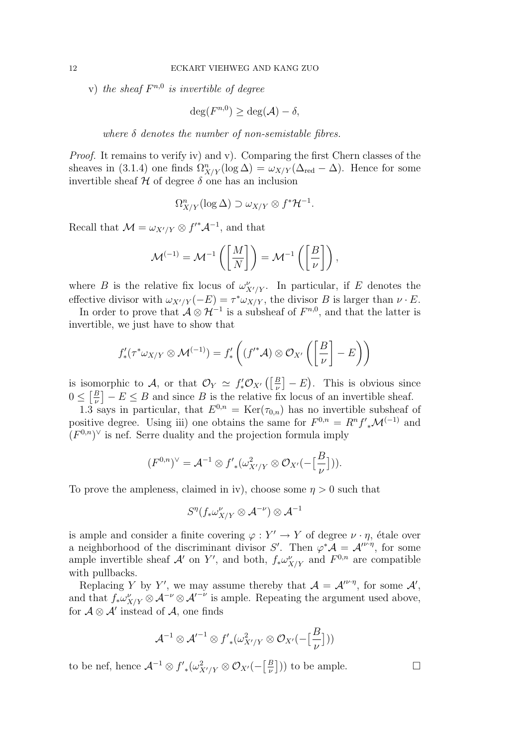v) *the sheaf $F^{n,0}$ is invertible of degree*

$$\deg(F^{n,0}) \geq \deg(\mathcal{A}) - \delta,$$

*where $\delta$ denotes the number of non-semistable fibres.*

*Proof.* It remains to verify iv) and v). Comparing the first Chern classes of the sheaves in (3.1.4) one finds $\Omega^n_{X/Y}(\log \Delta) = \omega_{X/Y}(\Delta_{\rm red} - \Delta)$. Hence for some invertible sheaf $\mathcal{H}$ of degree $\delta$ one has an inclusion

$$\Omega^n_{X/Y}(\log \Delta) \supset \omega_{X/Y} \otimes f^*\mathcal{H}^{-1}.$$

Recall that $\mathcal{M} = \omega_{X'/Y} \otimes f'^*\mathcal{A}^{-1}$, and that

$$\mathcal{M}^{(-1)} = \mathcal{M}^{-1}\left(\left[\frac{M}{N}\right]\right) = \mathcal{M}^{-1}\left(\left[\frac{B}{\nu}\right]\right),$$

where $B$ is the relative fix locus of $\omega^\nu_{X'/Y}$. In particular, if $E$ denotes the effective divisor with $\omega_{X'/Y}(-E) = \tau^*\omega_{X/Y}$, the divisor $B$ is larger than $\nu \cdot E$.

In order to prove that $\mathcal{A} \otimes \mathcal{H}^{-1}$ is a subsheaf of $F^{n,0}$, and that the latter is invertible, we just have to show that

$$f'_*(\tau^*\omega_{X/Y} \otimes \mathcal{M}^{(-1)}) = f'_*\left((f'^*\mathcal{A}) \otimes \mathcal{O}_{X'}\left(\left[\frac{B}{\nu}\right] - E\right)\right)$$

is isomorphic to $\mathcal{A}$, or that $\mathcal{O}_Y \simeq f'_*\mathcal{O}_{X'}\left(\left[\frac{B}{\nu}\right] - E\right)$. This is obvious since $0 \leq \left[\frac{B}{\nu}\right] - E \leq B$ and since $B$ is the relative fix locus of an invertible sheaf.

1.3 says in particular, that $E^{0,n} = \operatorname{Ker}(\tau_{0,n})$ has no invertible subsheaf of positive degree. Using iii) one obtains the same for $F^{0,n} = R^n f'_*\mathcal{M}^{(-1)}$ and $(F^{0,n})^\vee$ is nef. Serre duality and the projection formula imply

$$(F^{0,n})^\vee = \mathcal{A}^{-1} \otimes f'_*(\omega^2_{X'/Y} \otimes \mathcal{O}_{X'}(-\left[\frac{B}{\nu}\right])).$$

To prove the ampleness, claimed in iv), choose some $\eta > 0$ such that

$$S^\eta(f_*\omega^\nu_{X/Y} \otimes \mathcal{A}^{-\nu}) \otimes \mathcal{A}^{-1}$$

is ample and consider a finite covering $\varphi : Y' \to Y$ of degree $\nu \cdot \eta$, étale over a neighborhood of the discriminant divisor $S'$. Then $\varphi^*\mathcal{A} = \mathcal{A}'^{\nu\cdot\eta}$, for some ample invertible sheaf $\mathcal{A}'$ on $Y'$, and both, $f_*\omega^\nu_{X/Y}$ and $F^{0,n}$ are compatible with pullbacks.

Replacing $Y$ by $Y'$, we may assume thereby that $\mathcal{A} = \mathcal{A}'^{\nu\cdot\eta}$, for some $\mathcal{A}'$, and that $f_*\omega^\nu_{X/Y} \otimes \mathcal{A}^{-\nu} \otimes \mathcal{A}'^{-\nu}$ is ample. Repeating the argument used above, for $\mathcal{A} \otimes \mathcal{A}'$ instead of $\mathcal{A}$, one finds

$$\mathcal{A}^{-1} \otimes \mathcal{A}'^{-1} \otimes f'_*(\omega^2_{X'/Y} \otimes \mathcal{O}_{X'}(-\left[\frac{B}{\nu}\right]))$$

to be nef, hence $\mathcal{A}^{-1} \otimes f'_*(\omega^2_{X'/Y} \otimes \mathcal{O}_{X'}(-\left[\frac{B}{\nu}\right]))$ to be ample. $\square$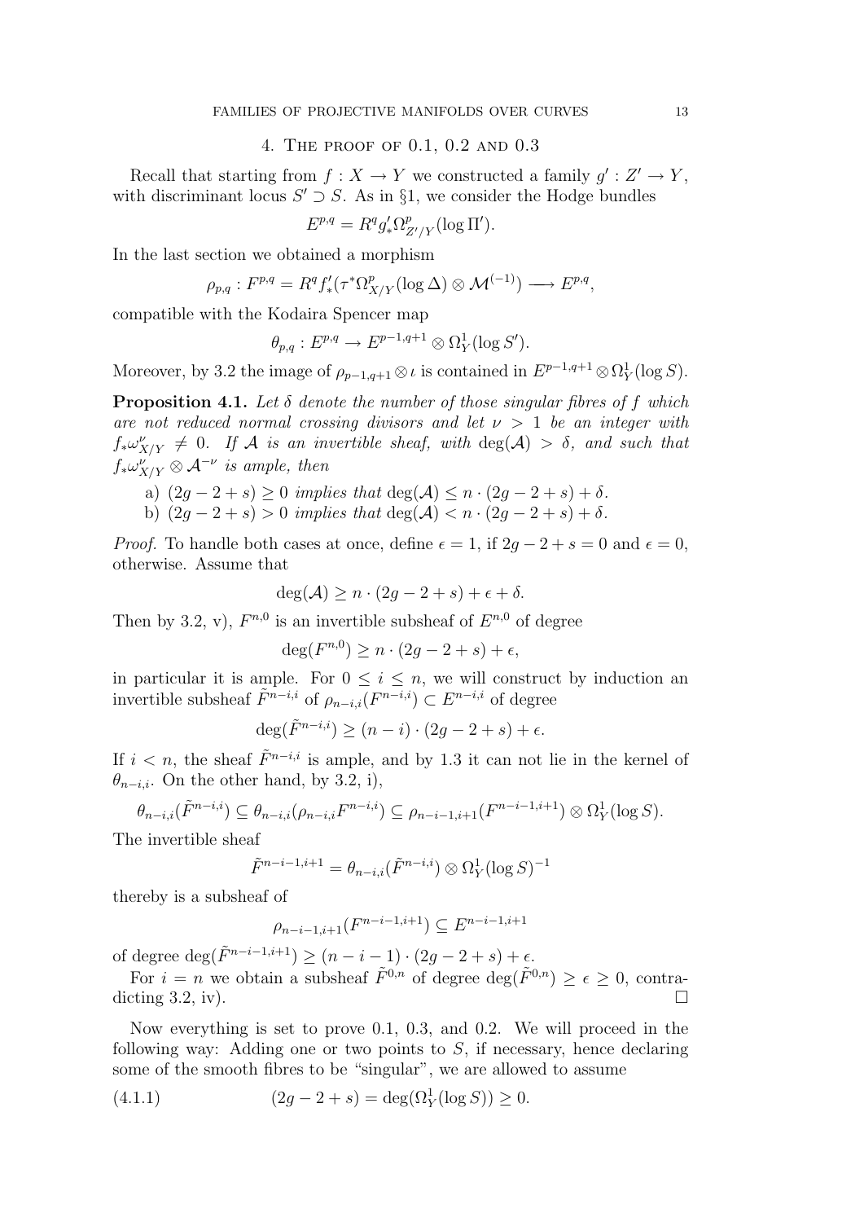## 4. The proof of 0.1, 0.2 and 0.3

Recall that starting from $f : X \to Y$ we constructed a family $g' : Z' \to Y$, with discriminant locus $S' \supset S$. As in §1, we consider the Hodge bundles

$$E^{p,q} = R^q g'_* \Omega^p_{Z'/Y}(\log \Pi').$$

In the last section we obtained a morphism

$$\rho_{p,q} : F^{p,q} = R^q f'_* (\tau^* \Omega^p_{X/Y}(\log \Delta) \otimes \mathcal{M}^{(-1)}) \longrightarrow E^{p,q},$$

compatible with the Kodaira Spencer map

$$\theta_{p,q} : E^{p,q} \to E^{p-1,q+1} \otimes \Omega^1_Y(\log S').$$

Moreover, by 3.2 the image of $\rho_{p-1,q+1} \otimes \iota$ is contained in $E^{p-1,q+1} \otimes \Omega^1_Y(\log S)$.

**Proposition 4.1.** *Let $\delta$ denote the number of those singular fibres of $f$ which are not reduced normal crossing divisors and let $\nu > 1$ be an integer with $f_*\omega^\nu_{X/Y} \neq 0$. If $\mathcal{A}$ is an invertible sheaf, with $\deg(\mathcal{A}) > \delta$, and such that $f_*\omega^\nu_{X/Y} \otimes \mathcal{A}^{-\nu}$ is ample, then*

a) *$(2g-2+s) \geq 0$ implies that $\deg(\mathcal{A}) \leq n \cdot (2g-2+s) + \delta$.*

b) *$(2g-2+s) > 0$ implies that $\deg(\mathcal{A}) < n \cdot (2g-2+s) + \delta$.*

*Proof.* To handle both cases at once, define $\epsilon = 1$, if $2g-2+s = 0$ and $\epsilon = 0$, otherwise. Assume that

$$\deg(\mathcal{A}) \geq n \cdot (2g-2+s) + \epsilon + \delta.$$

Then by 3.2, v), $F^{n,0}$ is an invertible subsheaf of $E^{n,0}$ of degree

$$\deg(F^{n,0}) \geq n \cdot (2g-2+s) + \epsilon,$$

in particular it is ample. For $0 \leq i \leq n$, we will construct by induction an invertible subsheaf $\tilde{F}^{n-i,i}$ of $\rho_{n-i,i}(F^{n-i,i}) \subset E^{n-i,i}$ of degree

$$\deg(\tilde{F}^{n-i,i}) \geq (n-i) \cdot (2g-2+s) + \epsilon.$$

If $i < n$, the sheaf $\tilde{F}^{n-i,i}$ is ample, and by 1.3 it can not lie in the kernel of $\theta_{n-i,i}$. On the other hand, by 3.2, i),

$$\theta_{n-i,i}(\tilde{F}^{n-i,i}) \subseteq \theta_{n-i,i}(\rho_{n-i,i} F^{n-i,i}) \subseteq \rho_{n-i-1,i+1}(F^{n-i-1,i+1}) \otimes \Omega^1_Y(\log S).$$

The invertible sheaf

$$\tilde{F}^{n-i-1,i+1} = \theta_{n-i,i}(\tilde{F}^{n-i,i}) \otimes \Omega^1_Y(\log S)^{-1}$$

thereby is a subsheaf of

$$\rho_{n-i-1,i+1}(F^{n-i-1,i+1}) \subseteq E^{n-i-1,i+1}$$

of degree $\deg(\tilde{F}^{n-i-1,i+1}) \geq (n-i-1) \cdot (2g-2+s) + \epsilon$.

For $i = n$ we obtain a subsheaf $\tilde{F}^{0,n}$ of degree $\deg(\tilde{F}^{0,n}) \geq \epsilon \geq 0$, contradicting 3.2, iv). $\square$

Now everything is set to prove 0.1, 0.3, and 0.2. We will proceed in the following way: Adding one or two points to $S$, if necessary, hence declaring some of the smooth fibres to be "singular", we are allowed to assume

$$(2g-2+s) = \deg(\Omega^1_Y(\log S)) \geq 0. \tag{4.1.1}$$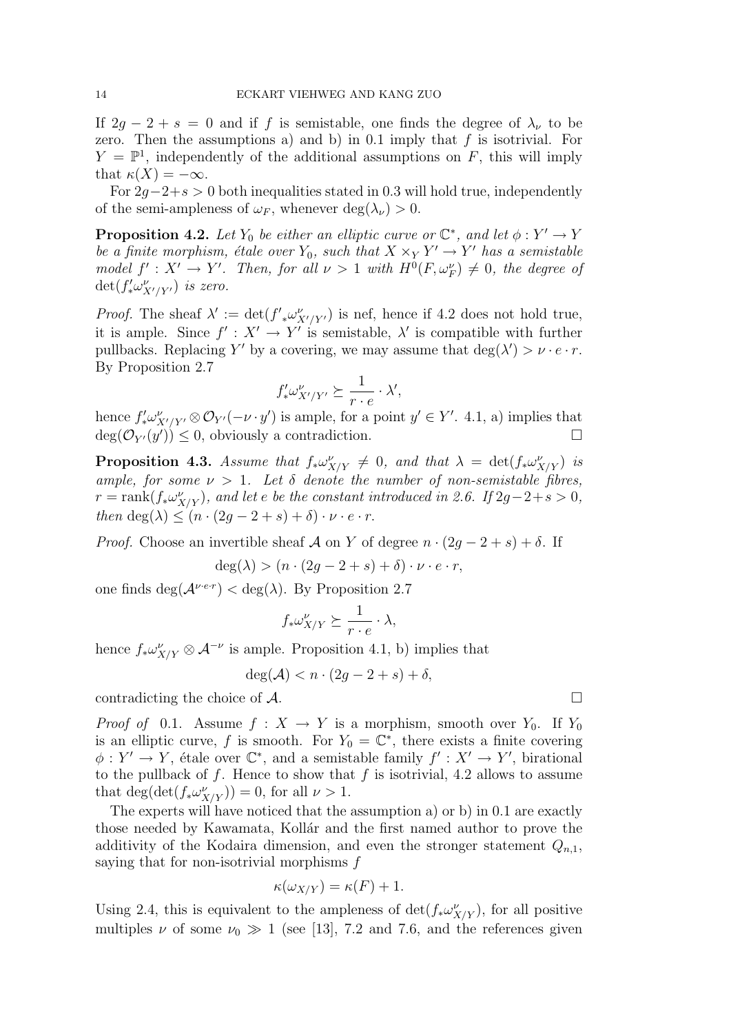If $2g - 2 + s = 0$ and if $f$ is semistable, one finds the degree of $\lambda_\nu$ to be zero. Then the assumptions a) and b) in 0.1 imply that $f$ is isotrivial. For $Y = \mathbb{P}^1$, independently of the additional assumptions on $F$, this will imply that $\kappa(X) = -\infty$.

For $2g-2+s > 0$ both inequalities stated in 0.3 will hold true, independently of the semi-ampleness of $\omega_F$, whenever $\deg(\lambda_\nu) > 0$.

**Proposition 4.2.** *Let $Y_0$ be either an elliptic curve or $\mathbb{C}^*$, and let $\phi : Y' \to Y$ be a finite morphism, étale over $Y_0$, such that $X \times_Y Y' \to Y'$ has a semistable model $f' : X' \to Y'$. Then, for all $\nu > 1$ with $H^0(F, \omega_F^\nu) \neq 0$, the degree of $\det(f'_*\omega^\nu_{X'/Y'})$ is zero.*

*Proof.* The sheaf $\lambda' := \det(f'_*\omega^\nu_{X'/Y'})$ is nef, hence if 4.2 does not hold true, it is ample. Since $f' : X' \to Y'$ is semistable, $\lambda'$ is compatible with further pullbacks. Replacing $Y'$ by a covering, we may assume that $\deg(\lambda') > \nu \cdot e \cdot r$. By Proposition 2.7

$$f'_*\omega^\nu_{X'/Y'} \succeq \frac{1}{r \cdot e} \cdot \lambda',$$

hence $f'_*\omega^\nu_{X'/Y'} \otimes \mathcal{O}_{Y'}(-\nu \cdot y')$ is ample, for a point $y' \in Y'$. 4.1, a) implies that $\deg(\mathcal{O}_{Y'}(y')) \leq 0$, obviously a contradiction. □

**Proposition 4.3.** *Assume that $f_*\omega^\nu_{X/Y} \neq 0$, and that $\lambda = \det(f_*\omega^\nu_{X/Y})$ is ample, for some $\nu > 1$. Let $\delta$ denote the number of non-semistable fibres, $r = \mathrm{rank}(f_*\omega^\nu_{X/Y})$, and let $e$ be the constant introduced in 2.6. If $2g-2+s > 0$, then $\deg(\lambda) \leq (n \cdot (2g - 2 + s) + \delta) \cdot \nu \cdot e \cdot r$.*

*Proof.* Choose an invertible sheaf $\mathcal{A}$ on $Y$ of degree $n \cdot (2g - 2 + s) + \delta$. If

$$\deg(\lambda) > (n \cdot (2g - 2 + s) + \delta) \cdot \nu \cdot e \cdot r,$$

one finds $\deg(\mathcal{A}^{\nu \cdot e \cdot r}) < \deg(\lambda)$. By Proposition 2.7

$$f_*\omega^\nu_{X/Y} \succeq \frac{1}{r \cdot e} \cdot \lambda,$$

hence $f_*\omega^\nu_{X/Y} \otimes \mathcal{A}^{-\nu}$ is ample. Proposition 4.1, b) implies that

$$\deg(\mathcal{A}) < n \cdot (2g - 2 + s) + \delta,$$

contradicting the choice of $\mathcal{A}$. □

*Proof of* 0.1. Assume $f : X \to Y$ is a morphism, smooth over $Y_0$. If $Y_0$ is an elliptic curve, $f$ is smooth. For $Y_0 = \mathbb{C}^*$, there exists a finite covering $\phi : Y' \to Y$, étale over $\mathbb{C}^*$, and a semistable family $f' : X' \to Y'$, birational to the pullback of $f$. Hence to show that $f$ is isotrivial, 4.2 allows to assume that $\deg(\det(f_*\omega^\nu_{X/Y})) = 0$, for all $\nu > 1$.

The experts will have noticed that the assumption a) or b) in 0.1 are exactly those needed by Kawamata, Kollár and the first named author to prove the additivity of the Kodaira dimension, and even the stronger statement $Q_{n,1}$, saying that for non-isotrivial morphisms $f$

$$\kappa(\omega_{X/Y}) = \kappa(F) + 1.$$

Using 2.4, this is equivalent to the ampleness of $\det(f_*\omega^\nu_{X/Y})$, for all positive multiples $\nu$ of some $\nu_0 \gg 1$ (see [13], 7.2 and 7.6, and the references given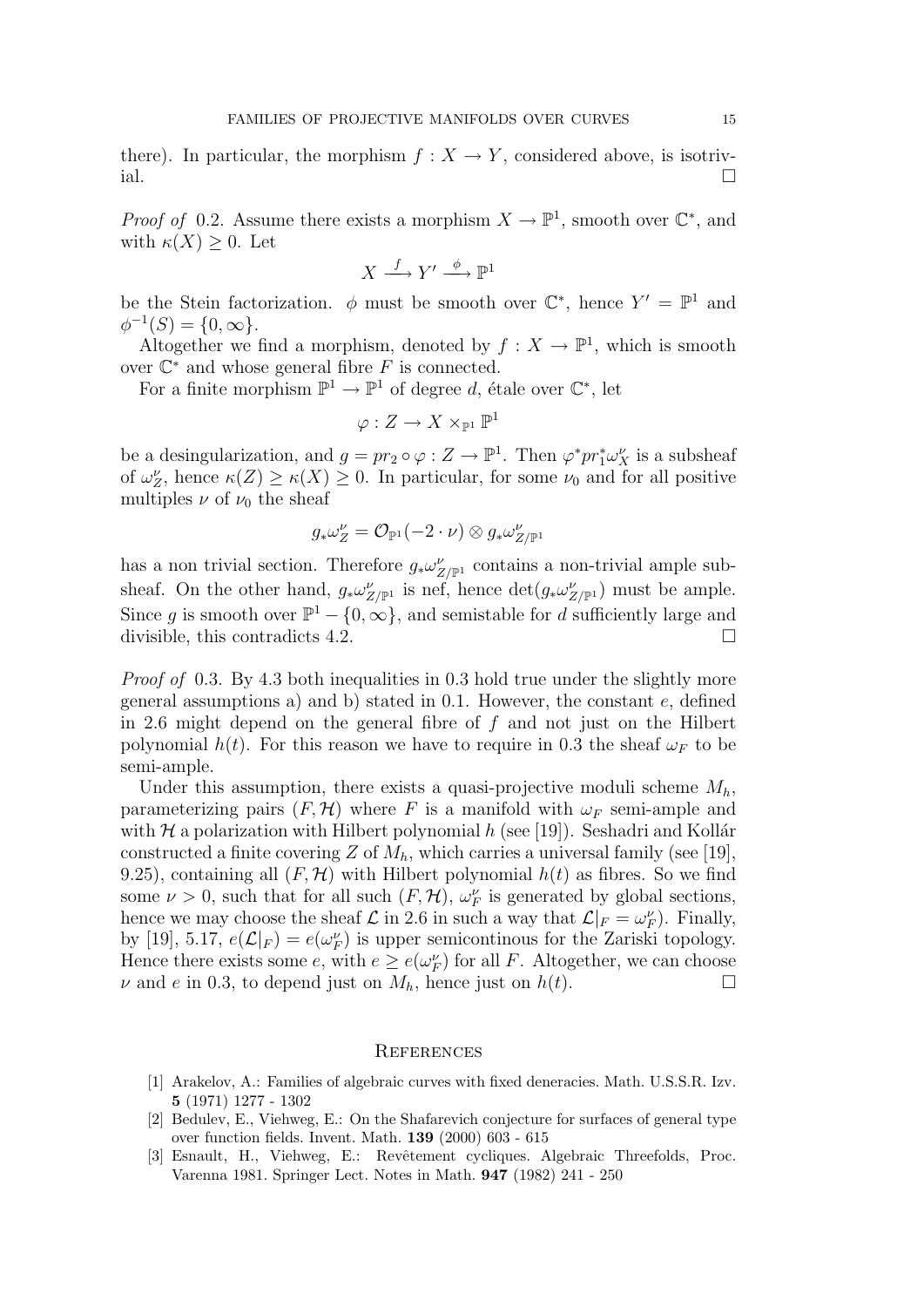there). In particular, the morphism $f : X \to Y$, considered above, is isotrivial. $\square$

*Proof of* 0.2. Assume there exists a morphism $X \to \mathbb{P}^1$, smooth over $\mathbb{C}^*$, and with $\kappa(X) \geq 0$. Let

$$X \xrightarrow{\ f\ } Y' \xrightarrow{\ \phi\ } \mathbb{P}^1$$

be the Stein factorization. $\phi$ must be smooth over $\mathbb{C}^*$, hence $Y' = \mathbb{P}^1$ and $\phi^{-1}(S) = \{0, \infty\}$.

Altogether we find a morphism, denoted by $f : X \to \mathbb{P}^1$, which is smooth over $\mathbb{C}^*$ and whose general fibre $F$ is connected.

For a finite morphism $\mathbb{P}^1 \to \mathbb{P}^1$ of degree $d$, étale over $\mathbb{C}^*$, let

$$\varphi : Z \to X \times_{\mathbb{P}^1} \mathbb{P}^1$$

be a desingularization, and $g = pr_2 \circ \varphi : Z \to \mathbb{P}^1$. Then $\varphi^* pr_1^* \omega_X^\nu$ is a subsheaf of $\omega_Z^\nu$, hence $\kappa(Z) \geq \kappa(X) \geq 0$. In particular, for some $\nu_0$ and for all positive multiples $\nu$ of $\nu_0$ the sheaf

$$g_* \omega_Z^\nu = \mathcal{O}_{\mathbb{P}^1}(-2 \cdot \nu) \otimes g_* \omega_{Z/\mathbb{P}^1}^\nu$$

has a non trivial section. Therefore $g_* \omega_{Z/\mathbb{P}^1}^\nu$ contains a non-trivial ample subsheaf. On the other hand, $g_* \omega_{Z/\mathbb{P}^1}^\nu$ is nef, hence $\det(g_* \omega_{Z/\mathbb{P}^1}^\nu)$ must be ample. Since $g$ is smooth over $\mathbb{P}^1 - \{0, \infty\}$, and semistable for $d$ sufficiently large and divisible, this contradicts 4.2. $\square$

*Proof of* 0.3. By 4.3 both inequalities in 0.3 hold true under the slightly more general assumptions a) and b) stated in 0.1. However, the constant $e$, defined in 2.6 might depend on the general fibre of $f$ and not just on the Hilbert polynomial $h(t)$. For this reason we have to require in 0.3 the sheaf $\omega_F$ to be semi-ample.

Under this assumption, there exists a quasi-projective moduli scheme $M_h$, parameterizing pairs $(F, \mathcal{H})$ where $F$ is a manifold with $\omega_F$ semi-ample and with $\mathcal{H}$ a polarization with Hilbert polynomial $h$ (see [19]). Seshadri and Kollár constructed a finite covering $Z$ of $M_h$, which carries a universal family (see [19], 9.25), containing all $(F, \mathcal{H})$ with Hilbert polynomial $h(t)$ as fibres. So we find some $\nu > 0$, such that for all such $(F, \mathcal{H})$, $\omega_F^\nu$ is generated by global sections, hence we may choose the sheaf $\mathcal{L}$ in 2.6 in such a way that $\mathcal{L}|_F = \omega_F^\nu$). Finally, by [19], 5.17, $e(\mathcal{L}|_F) = e(\omega_F^\nu)$ is upper semicontinous for the Zariski topology. Hence there exists some $e$, with $e \geq e(\omega_F^\nu)$ for all $F$. Altogether, we can choose $\nu$ and $e$ in 0.3, to depend just on $M_h$, hence just on $h(t)$. $\square$

## References

[1] Arakelov, A.: Families of algebraic curves with fixed deneracies. Math. U.S.S.R. Izv. **5** (1971) 1277 - 1302

[2] Bedulev, E., Viehweg, E.: On the Shafarevich conjecture for surfaces of general type over function fields. Invent. Math. **139** (2000) 603 - 615

[3] Esnault, H., Viehweg, E.: Revêtement cycliques. Algebraic Threefolds, Proc. Varenna 1981. Springer Lect. Notes in Math. **947** (1982) 241 - 250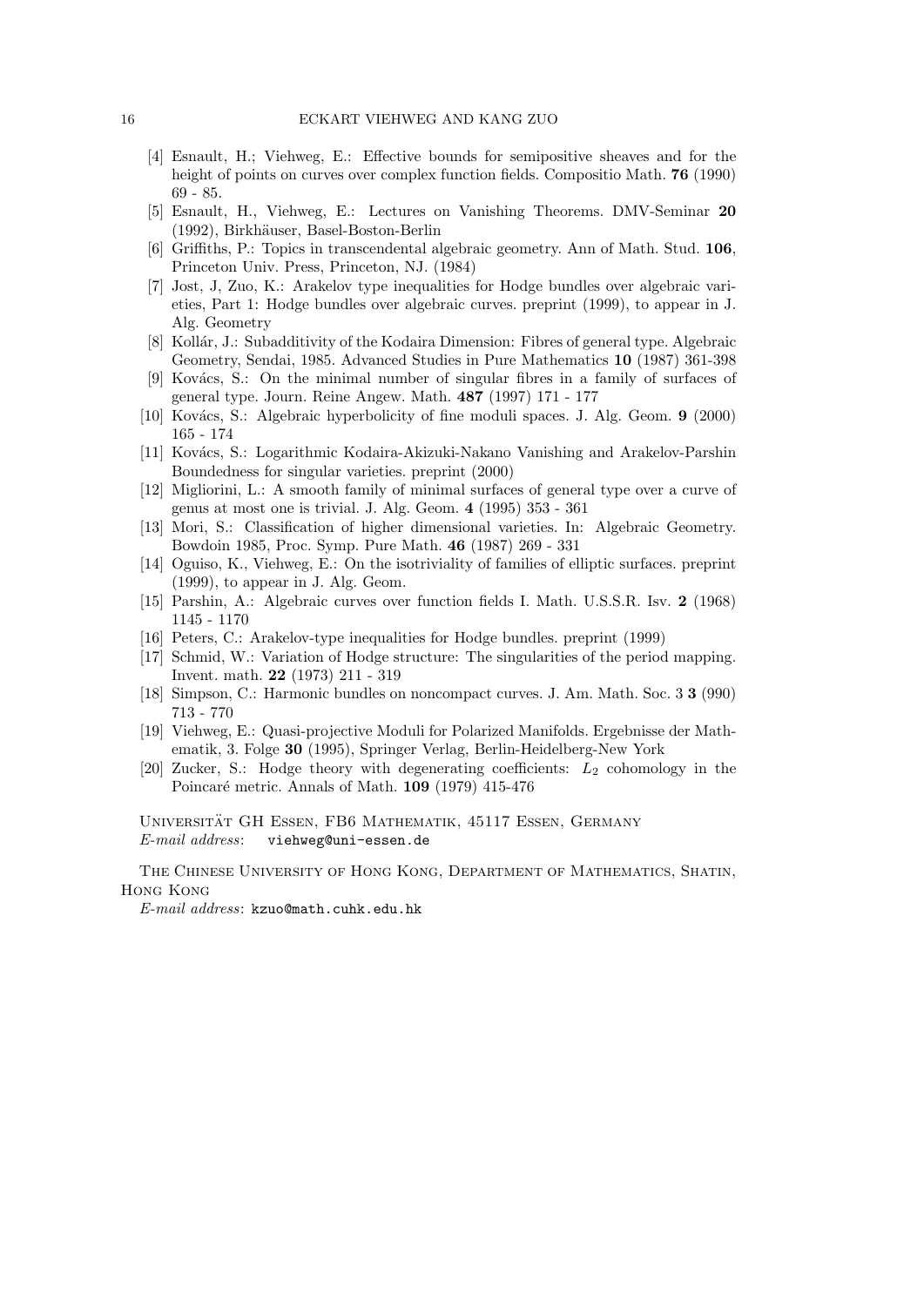[4] Esnault, H.; Viehweg, E.: Effective bounds for semipositive sheaves and for the height of points on curves over complex function fields. Compositio Math. **76** (1990) 69 - 85.

[5] Esnault, H., Viehweg, E.: Lectures on Vanishing Theorems. DMV-Seminar **20** (1992), Birkhäuser, Basel-Boston-Berlin

[6] Griffiths, P.: Topics in transcendental algebraic geometry. Ann of Math. Stud. **106**, Princeton Univ. Press, Princeton, NJ. (1984)

[7] Jost, J, Zuo, K.: Arakelov type inequalities for Hodge bundles over algebraic varieties, Part 1: Hodge bundles over algebraic curves. preprint (1999), to appear in J. Alg. Geometry

[8] Kollár, J.: Subadditivity of the Kodaira Dimension: Fibres of general type. Algebraic Geometry, Sendai, 1985. Advanced Studies in Pure Mathematics **10** (1987) 361-398

[9] Kovács, S.: On the minimal number of singular fibres in a family of surfaces of general type. Journ. Reine Angew. Math. **487** (1997) 171 - 177

[10] Kovács, S.: Algebraic hyperbolicity of fine moduli spaces. J. Alg. Geom. **9** (2000) 165 - 174

[11] Kovács, S.: Logarithmic Kodaira-Akizuki-Nakano Vanishing and Arakelov-Parshin Boundedness for singular varieties. preprint (2000)

[12] Migliorini, L.: A smooth family of minimal surfaces of general type over a curve of genus at most one is trivial. J. Alg. Geom. **4** (1995) 353 - 361

[13] Mori, S.: Classification of higher dimensional varieties. In: Algebraic Geometry. Bowdoin 1985, Proc. Symp. Pure Math. **46** (1987) 269 - 331

[14] Oguiso, K., Viehweg, E.: On the isotriviality of families of elliptic surfaces. preprint (1999), to appear in J. Alg. Geom.

[15] Parshin, A.: Algebraic curves over function fields I. Math. U.S.S.R. Isv. **2** (1968) 1145 - 1170

[16] Peters, C.: Arakelov-type inequalities for Hodge bundles. preprint (1999)

[17] Schmid, W.: Variation of Hodge structure: The singularities of the period mapping. Invent. math. **22** (1973) 211 - 319

[18] Simpson, C.: Harmonic bundles on noncompact curves. J. Am. Math. Soc. 3 **3** (990) 713 - 770

[19] Viehweg, E.: Quasi-projective Moduli for Polarized Manifolds. Ergebnisse der Mathematik, 3. Folge **30** (1995), Springer Verlag, Berlin-Heidelberg-New York

[20] Zucker, S.: Hodge theory with degenerating coefficients: $L_2$ cohomology in the Poincaré metric. Annals of Math. **109** (1979) 415-476

Universität GH Essen, FB6 Mathematik, 45117 Essen, Germany
*E-mail address*: `viehweg@uni-essen.de`

The Chinese University of Hong Kong, Department of Mathematics, Shatin, Hong Kong
*E-mail address*: `kzuo@math.cuhk.edu.hk`